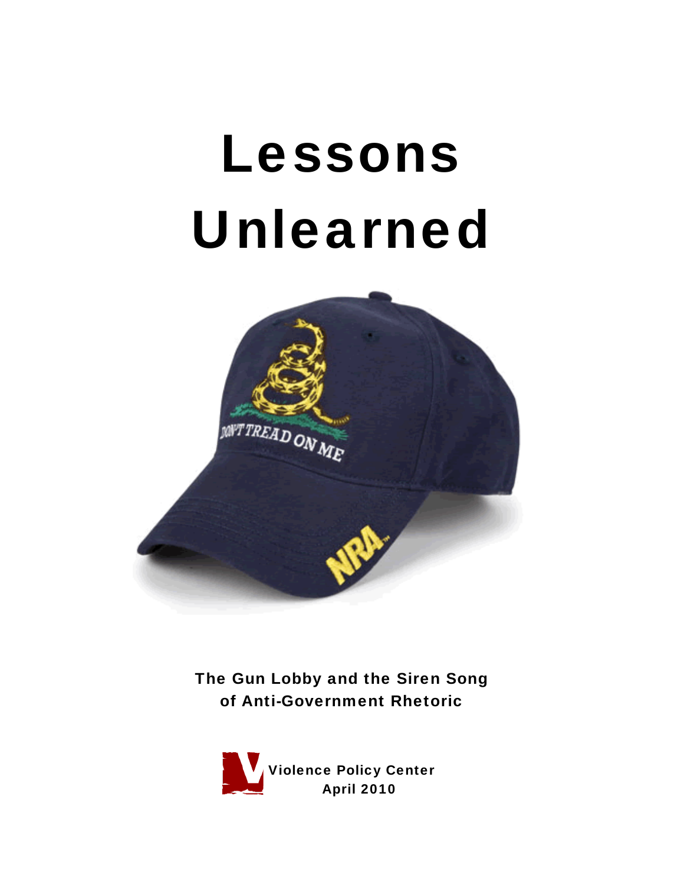# Lessons Unlearned

**The Gun Lobby and the Siren Song of Anti-Government Rhetoric**

**Violence Policy Center**
**April 2010**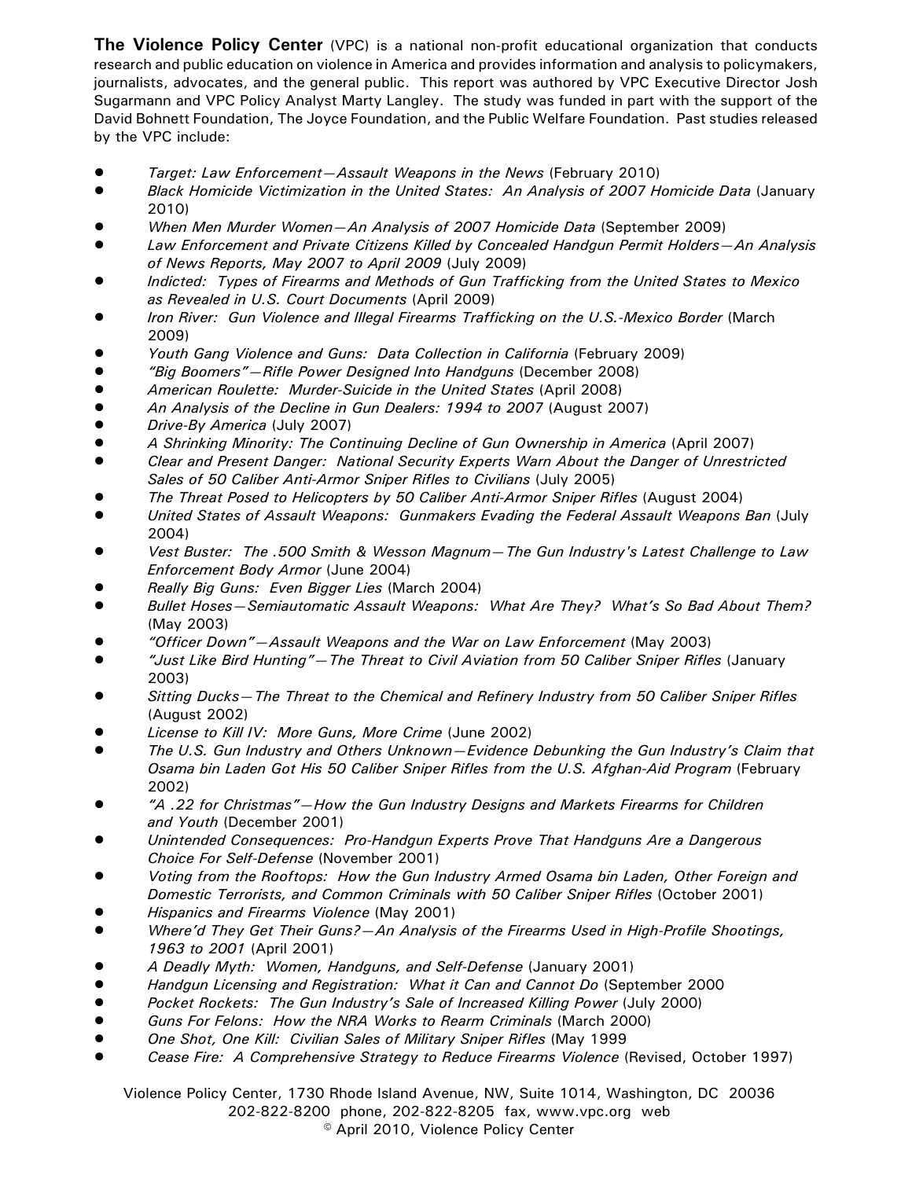**The Violence Policy Center** (VPC) is a national non-profit educational organization that conducts research and public education on violence in America and provides information and analysis to policymakers, journalists, advocates, and the general public. This report was authored by VPC Executive Director Josh Sugarmann and VPC Policy Analyst Marty Langley. The study was funded in part with the support of the David Bohnett Foundation, The Joyce Foundation, and the Public Welfare Foundation. Past studies released by the VPC include:

- *Target: Law Enforcement—Assault Weapons in the News* (February 2010)
- *Black Homicide Victimization in the United States: An Analysis of 2007 Homicide Data* (January 2010)
- *When Men Murder Women—An Analysis of 2007 Homicide Data* (September 2009)
- *Law Enforcement and Private Citizens Killed by Concealed Handgun Permit Holders—An Analysis of News Reports, May 2007 to April 2009* (July 2009)
- *Indicted: Types of Firearms and Methods of Gun Trafficking from the United States to Mexico as Revealed in U.S. Court Documents* (April 2009)
- *Iron River: Gun Violence and Illegal Firearms Trafficking on the U.S.-Mexico Border* (March 2009)
- *Youth Gang Violence and Guns: Data Collection in California* (February 2009)
- *"Big Boomers"—Rifle Power Designed Into Handguns* (December 2008)
- *American Roulette: Murder-Suicide in the United States* (April 2008)
- *An Analysis of the Decline in Gun Dealers: 1994 to 2007* (August 2007)
- *Drive-By America* (July 2007)
- *A Shrinking Minority: The Continuing Decline of Gun Ownership in America* (April 2007)
- *Clear and Present Danger: National Security Experts Warn About the Danger of Unrestricted Sales of 50 Caliber Anti-Armor Sniper Rifles to Civilians* (July 2005)
- *The Threat Posed to Helicopters by 50 Caliber Anti-Armor Sniper Rifles* (August 2004)
- *United States of Assault Weapons: Gunmakers Evading the Federal Assault Weapons Ban* (July 2004)
- *Vest Buster: The .500 Smith & Wesson Magnum—The Gun Industry's Latest Challenge to Law Enforcement Body Armor* (June 2004)
- *Really Big Guns: Even Bigger Lies* (March 2004)
- *Bullet Hoses—Semiautomatic Assault Weapons: What Are They? What's So Bad About Them?* (May 2003)
- *"Officer Down"—Assault Weapons and the War on Law Enforcement* (May 2003)
- *"Just Like Bird Hunting"—The Threat to Civil Aviation from 50 Caliber Sniper Rifles* (January 2003)
- *Sitting Ducks—The Threat to the Chemical and Refinery Industry from 50 Caliber Sniper Rifles* (August 2002)
- *License to Kill IV: More Guns, More Crime* (June 2002)
- *The U.S. Gun Industry and Others Unknown—Evidence Debunking the Gun Industry's Claim that Osama bin Laden Got His 50 Caliber Sniper Rifles from the U.S. Afghan-Aid Program* (February 2002)
- *"A .22 for Christmas"—How the Gun Industry Designs and Markets Firearms for Children and Youth* (December 2001)
- *Unintended Consequences: Pro-Handgun Experts Prove That Handguns Are a Dangerous Choice For Self-Defense* (November 2001)
- *Voting from the Rooftops: How the Gun Industry Armed Osama bin Laden, Other Foreign and Domestic Terrorists, and Common Criminals with 50 Caliber Sniper Rifles* (October 2001)
- *Hispanics and Firearms Violence* (May 2001)
- *Where'd They Get Their Guns?—An Analysis of the Firearms Used in High-Profile Shootings, 1963 to 2001* (April 2001)
- *A Deadly Myth: Women, Handguns, and Self-Defense* (January 2001)
- *Handgun Licensing and Registration: What it Can and Cannot Do* (September 2000
- *Pocket Rockets: The Gun Industry's Sale of Increased Killing Power* (July 2000)
- *Guns For Felons: How the NRA Works to Rearm Criminals* (March 2000)
- *One Shot, One Kill: Civilian Sales of Military Sniper Rifles* (May 1999
- *Cease Fire: A Comprehensive Strategy to Reduce Firearms Violence* (Revised, October 1997)

Violence Policy Center, 1730 Rhode Island Avenue, NW, Suite 1014, Washington, DC 20036
202-822-8200 phone, 202-822-8205 fax, www.vpc.org web
© April 2010, Violence Policy Center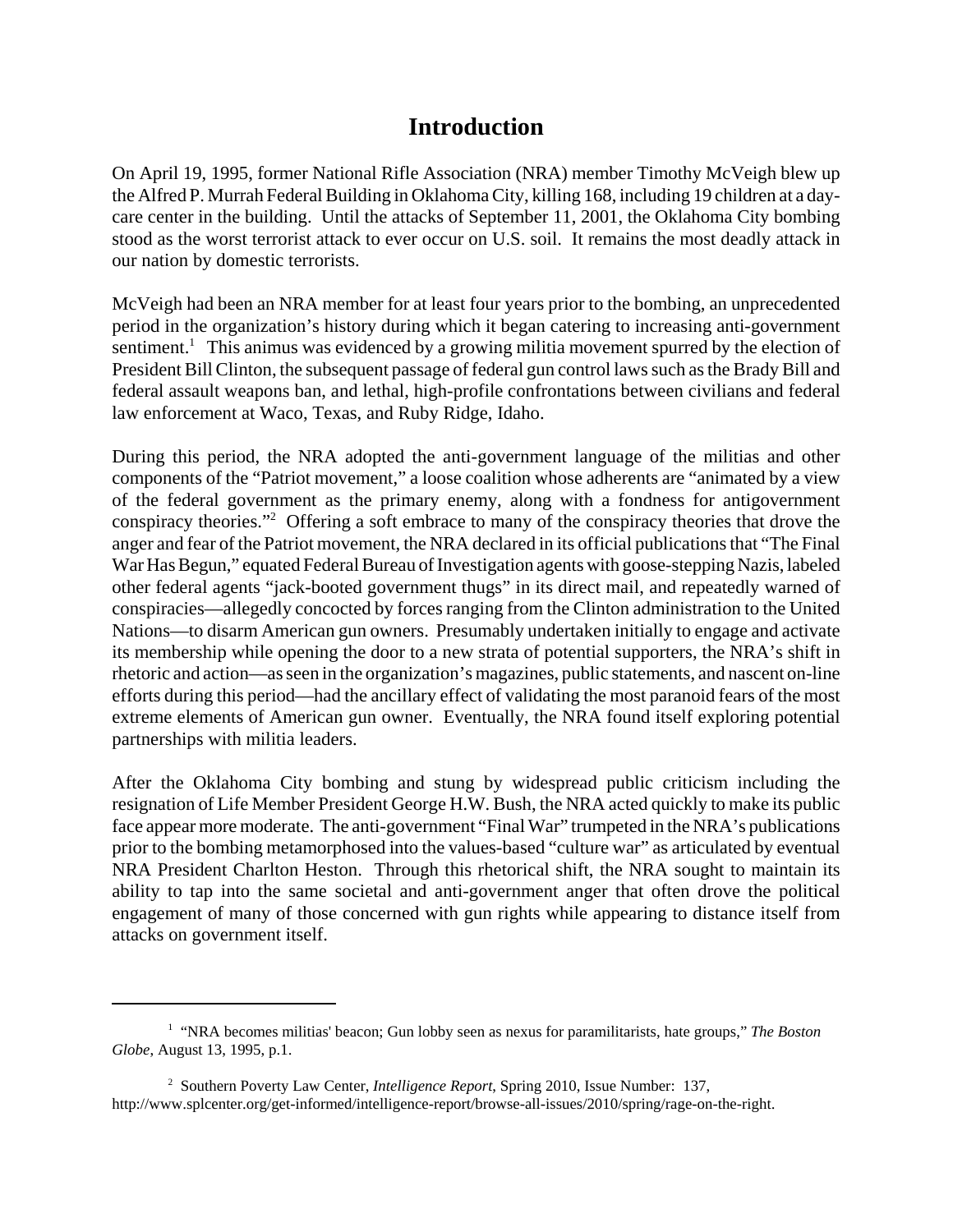# Introduction

On April 19, 1995, former National Rifle Association (NRA) member Timothy McVeigh blew up the Alfred P. Murrah Federal Building in Oklahoma City, killing 168, including 19 children at a day-care center in the building. Until the attacks of September 11, 2001, the Oklahoma City bombing stood as the worst terrorist attack to ever occur on U.S. soil. It remains the most deadly attack in our nation by domestic terrorists.

McVeigh had been an NRA member for at least four years prior to the bombing, an unprecedented period in the organization's history during which it began catering to increasing anti-government sentiment.[1] This animus was evidenced by a growing militia movement spurred by the election of President Bill Clinton, the subsequent passage of federal gun control laws such as the Brady Bill and federal assault weapons ban, and lethal, high-profile confrontations between civilians and federal law enforcement at Waco, Texas, and Ruby Ridge, Idaho.

During this period, the NRA adopted the anti-government language of the militias and other components of the "Patriot movement," a loose coalition whose adherents are "animated by a view of the federal government as the primary enemy, along with a fondness for antigovernment conspiracy theories."[2] Offering a soft embrace to many of the conspiracy theories that drove the anger and fear of the Patriot movement, the NRA declared in its official publications that "The Final War Has Begun," equated Federal Bureau of Investigation agents with goose-stepping Nazis, labeled other federal agents "jack-booted government thugs" in its direct mail, and repeatedly warned of conspiracies—allegedly concocted by forces ranging from the Clinton administration to the United Nations—to disarm American gun owners. Presumably undertaken initially to engage and activate its membership while opening the door to a new strata of potential supporters, the NRA's shift in rhetoric and action—as seen in the organization's magazines, public statements, and nascent on-line efforts during this period—had the ancillary effect of validating the most paranoid fears of the most extreme elements of American gun owner. Eventually, the NRA found itself exploring potential partnerships with militia leaders.

After the Oklahoma City bombing and stung by widespread public criticism including the resignation of Life Member President George H.W. Bush, the NRA acted quickly to make its public face appear more moderate. The anti-government "Final War" trumpeted in the NRA's publications prior to the bombing metamorphosed into the values-based "culture war" as articulated by eventual NRA President Charlton Heston. Through this rhetorical shift, the NRA sought to maintain its ability to tap into the same societal and anti-government anger that often drove the political engagement of many of those concerned with gun rights while appearing to distance itself from attacks on government itself.

---

[1] "NRA becomes militias' beacon; Gun lobby seen as nexus for paramilitarists, hate groups," *The Boston Globe*, August 13, 1995, p.1.

[2] Southern Poverty Law Center, *Intelligence Report*, Spring 2010, Issue Number: 137, http://www.splcenter.org/get-informed/intelligence-report/browse-all-issues/2010/spring/rage-on-the-right.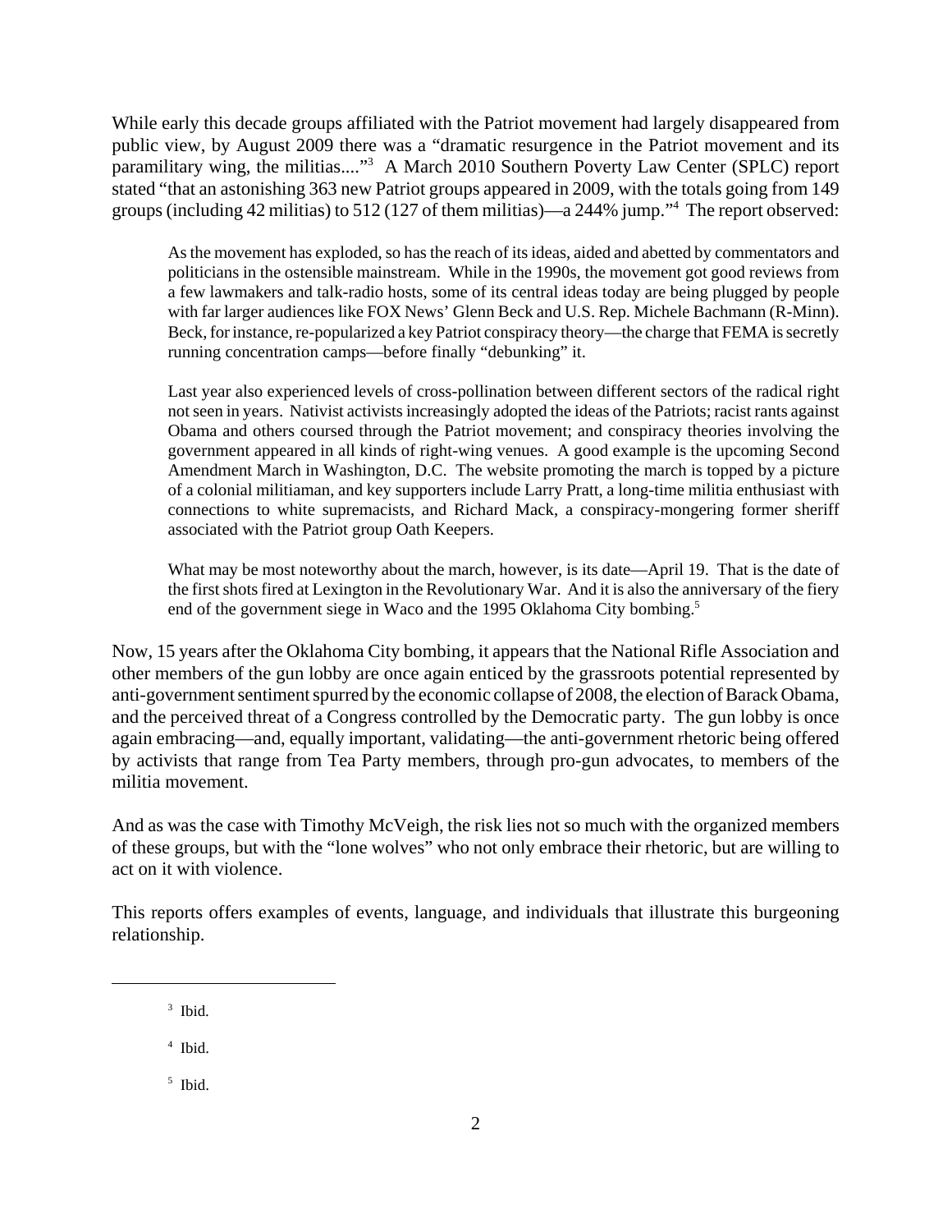While early this decade groups affiliated with the Patriot movement had largely disappeared from public view, by August 2009 there was a "dramatic resurgence in the Patriot movement and its paramilitary wing, the militias...."[3] A March 2010 Southern Poverty Law Center (SPLC) report stated "that an astonishing 363 new Patriot groups appeared in 2009, with the totals going from 149 groups (including 42 militias) to 512 (127 of them militias)—a 244% jump."[4] The report observed:

> As the movement has exploded, so has the reach of its ideas, aided and abetted by commentators and politicians in the ostensible mainstream. While in the 1990s, the movement got good reviews from a few lawmakers and talk-radio hosts, some of its central ideas today are being plugged by people with far larger audiences like FOX News' Glenn Beck and U.S. Rep. Michele Bachmann (R-Minn). Beck, for instance, re-popularized a key Patriot conspiracy theory—the charge that FEMA is secretly running concentration camps—before finally "debunking" it.
>
> Last year also experienced levels of cross-pollination between different sectors of the radical right not seen in years. Nativist activists increasingly adopted the ideas of the Patriots; racist rants against Obama and others coursed through the Patriot movement; and conspiracy theories involving the government appeared in all kinds of right-wing venues. A good example is the upcoming Second Amendment March in Washington, D.C. The website promoting the march is topped by a picture of a colonial militiaman, and key supporters include Larry Pratt, a long-time militia enthusiast with connections to white supremacists, and Richard Mack, a conspiracy-mongering former sheriff associated with the Patriot group Oath Keepers.
>
> What may be most noteworthy about the march, however, is its date—April 19. That is the date of the first shots fired at Lexington in the Revolutionary War. And it is also the anniversary of the fiery end of the government siege in Waco and the 1995 Oklahoma City bombing.[5]

Now, 15 years after the Oklahoma City bombing, it appears that the National Rifle Association and other members of the gun lobby are once again enticed by the grassroots potential represented by anti-government sentiment spurred by the economic collapse of 2008, the election of Barack Obama, and the perceived threat of a Congress controlled by the Democratic party. The gun lobby is once again embracing—and, equally important, validating—the anti-government rhetoric being offered by activists that range from Tea Party members, through pro-gun advocates, to members of the militia movement.

And as was the case with Timothy McVeigh, the risk lies not so much with the organized members of these groups, but with the "lone wolves" who not only embrace their rhetoric, but are willing to act on it with violence.

This reports offers examples of events, language, and individuals that illustrate this burgeoning relationship.

---

[3] Ibid.

[4] Ibid.

[5] Ibid.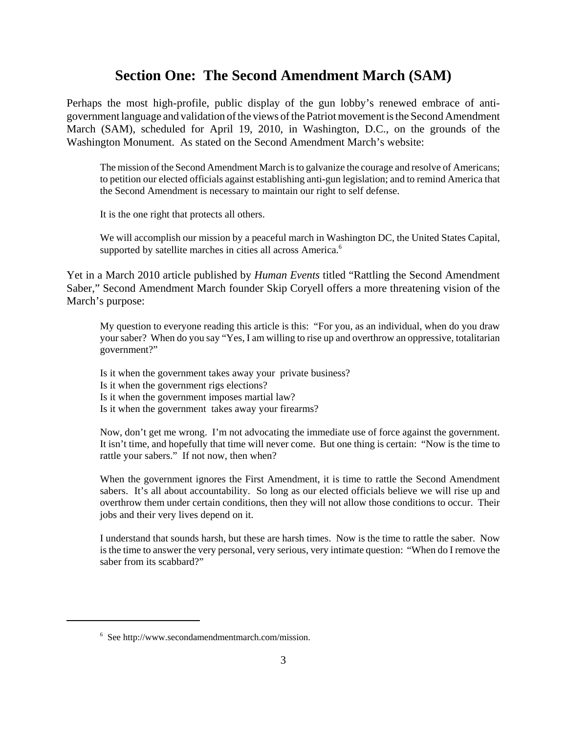## Section One: The Second Amendment March (SAM)

Perhaps the most high-profile, public display of the gun lobby's renewed embrace of anti-government language and validation of the views of the Patriot movement is the Second Amendment March (SAM), scheduled for April 19, 2010, in Washington, D.C., on the grounds of the Washington Monument. As stated on the Second Amendment March's website:

> The mission of the Second Amendment March is to galvanize the courage and resolve of Americans; to petition our elected officials against establishing anti-gun legislation; and to remind America that the Second Amendment is necessary to maintain our right to self defense.
>
> It is the one right that protects all others.
>
> We will accomplish our mission by a peaceful march in Washington DC, the United States Capital, supported by satellite marches in cities all across America.[6]

Yet in a March 2010 article published by *Human Events* titled "Rattling the Second Amendment Saber," Second Amendment March founder Skip Coryell offers a more threatening vision of the March's purpose:

> My question to everyone reading this article is this: "For you, as an individual, when do you draw your saber? When do you say "Yes, I am willing to rise up and overthrow an oppressive, totalitarian government?"
>
> Is it when the government takes away your private business?
> Is it when the government rigs elections?
> Is it when the government imposes martial law?
> Is it when the government takes away your firearms?
>
> Now, don't get me wrong. I'm not advocating the immediate use of force against the government. It isn't time, and hopefully that time will never come. But one thing is certain: "Now is the time to rattle your sabers." If not now, then when?
>
> When the government ignores the First Amendment, it is time to rattle the Second Amendment sabers. It's all about accountability. So long as our elected officials believe we will rise up and overthrow them under certain conditions, then they will not allow those conditions to occur. Their jobs and their very lives depend on it.
>
> I understand that sounds harsh, but these are harsh times. Now is the time to rattle the saber. Now is the time to answer the very personal, very serious, very intimate question: "When do I remove the saber from its scabbard?"

---

[6] See http://www.secondamendmentmarch.com/mission.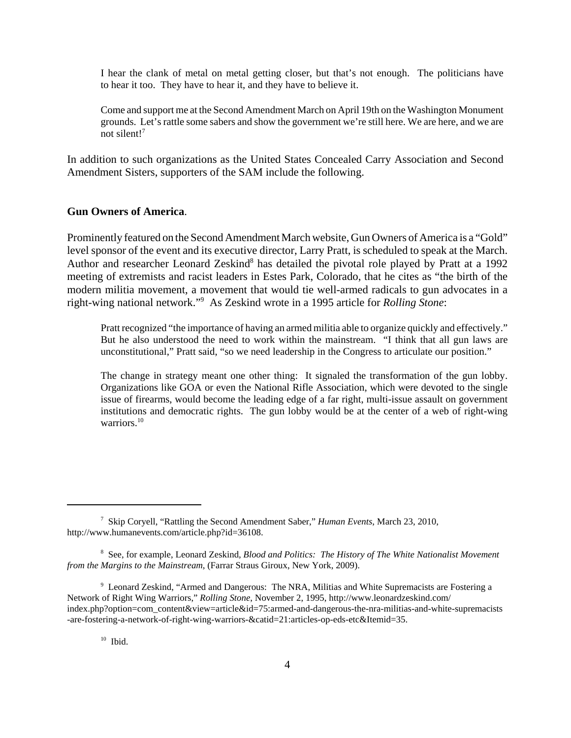> I hear the clank of metal on metal getting closer, but that's not enough. The politicians have to hear it too. They have to hear it, and they have to believe it.
>
> Come and support me at the Second Amendment March on April 19th on the Washington Monument grounds. Let's rattle some sabers and show the government we're still here. We are here, and we are not silent![7]

In addition to such organizations as the United States Concealed Carry Association and Second Amendment Sisters, supporters of the SAM include the following.

**Gun Owners of America**.

Prominently featured on the Second Amendment March website, Gun Owners of America is a "Gold" level sponsor of the event and its executive director, Larry Pratt, is scheduled to speak at the March. Author and researcher Leonard Zeskind[8] has detailed the pivotal role played by Pratt at a 1992 meeting of extremists and racist leaders in Estes Park, Colorado, that he cites as "the birth of the modern militia movement, a movement that would tie well-armed radicals to gun advocates in a right-wing national network."[9] As Zeskind wrote in a 1995 article for *Rolling Stone*:

> Pratt recognized "the importance of having an armed militia able to organize quickly and effectively." But he also understood the need to work within the mainstream. "I think that all gun laws are unconstitutional," Pratt said, "so we need leadership in the Congress to articulate our position."
>
> The change in strategy meant one other thing: It signaled the transformation of the gun lobby. Organizations like GOA or even the National Rifle Association, which were devoted to the single issue of firearms, would become the leading edge of a far right, multi-issue assault on government institutions and democratic rights. The gun lobby would be at the center of a web of right-wing warriors.[10]

---

[7] Skip Coryell, "Rattling the Second Amendment Saber," *Human Events*, March 23, 2010, http://www.humanevents.com/article.php?id=36108.

[8] See, for example, Leonard Zeskind, *Blood and Politics: The History of The White Nationalist Movement from the Margins to the Mainstream*, (Farrar Straus Giroux, New York, 2009).

[9] Leonard Zeskind, "Armed and Dangerous: The NRA, Militias and White Supremacists are Fostering a Network of Right Wing Warriors," *Rolling Stone*, November 2, 1995, http://www.leonardzeskind.com/index.php?option=com_content&view=article&id=75:armed-and-dangerous-the-nra-militias-and-white-supremacists-are-fostering-a-network-of-right-wing-warriors-&catid=21:articles-op-eds-etc&Itemid=35.

[10] Ibid.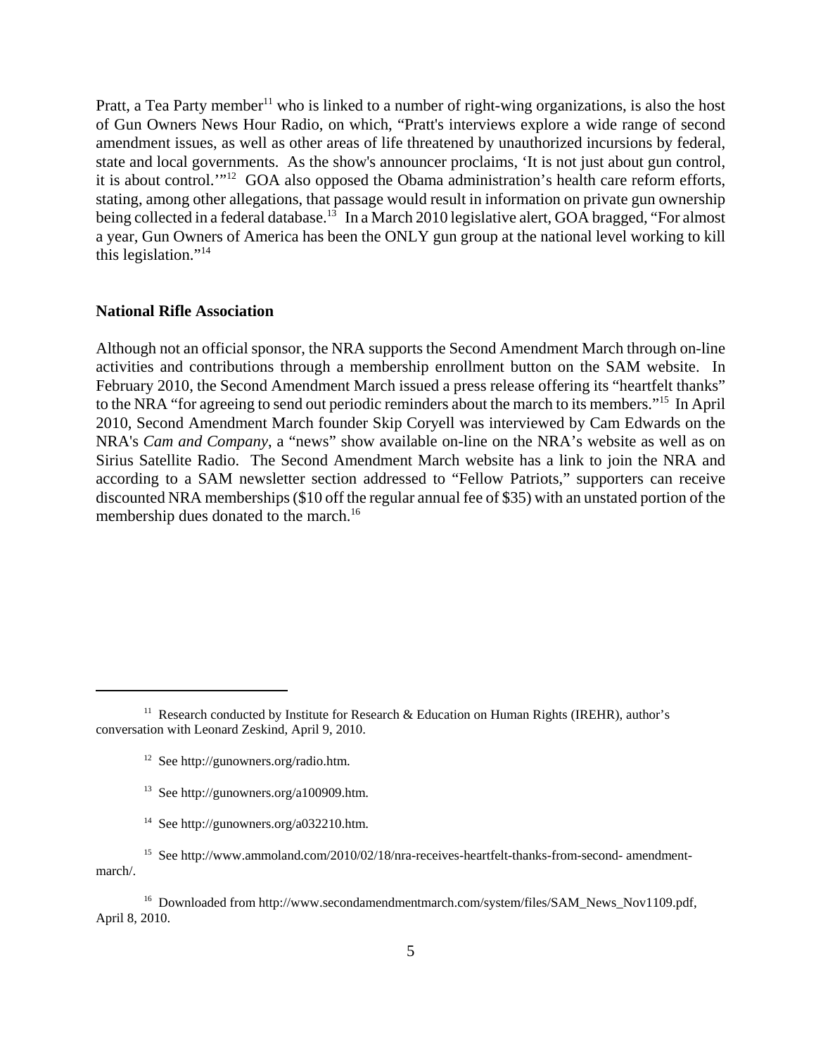Pratt, a Tea Party member[11] who is linked to a number of right-wing organizations, is also the host of Gun Owners News Hour Radio, on which, "Pratt's interviews explore a wide range of second amendment issues, as well as other areas of life threatened by unauthorized incursions by federal, state and local governments. As the show's announcer proclaims, 'It is not just about gun control, it is about control.'"[12] GOA also opposed the Obama administration's health care reform efforts, stating, among other allegations, that passage would result in information on private gun ownership being collected in a federal database.[13] In a March 2010 legislative alert, GOA bragged, "For almost a year, Gun Owners of America has been the ONLY gun group at the national level working to kill this legislation."[14]

**National Rifle Association**

Although not an official sponsor, the NRA supports the Second Amendment March through on-line activities and contributions through a membership enrollment button on the SAM website. In February 2010, the Second Amendment March issued a press release offering its "heartfelt thanks" to the NRA "for agreeing to send out periodic reminders about the march to its members."[15] In April 2010, Second Amendment March founder Skip Coryell was interviewed by Cam Edwards on the NRA's *Cam and Company*, a "news" show available on-line on the NRA's website as well as on Sirius Satellite Radio. The Second Amendment March website has a link to join the NRA and according to a SAM newsletter section addressed to "Fellow Patriots," supporters can receive discounted NRA memberships ($10 off the regular annual fee of $35) with an unstated portion of the membership dues donated to the march.[16]

---

[11] Research conducted by Institute for Research & Education on Human Rights (IREHR), author's conversation with Leonard Zeskind, April 9, 2010.

[12] See http://gunowners.org/radio.htm.

[13] See http://gunowners.org/a100909.htm.

[14] See http://gunowners.org/a032210.htm.

[15] See http://www.ammoland.com/2010/02/18/nra-receives-heartfelt-thanks-from-second- amendment-march/.

[16] Downloaded from http://www.secondamendmentmarch.com/system/files/SAM_News_Nov1109.pdf, April 8, 2010.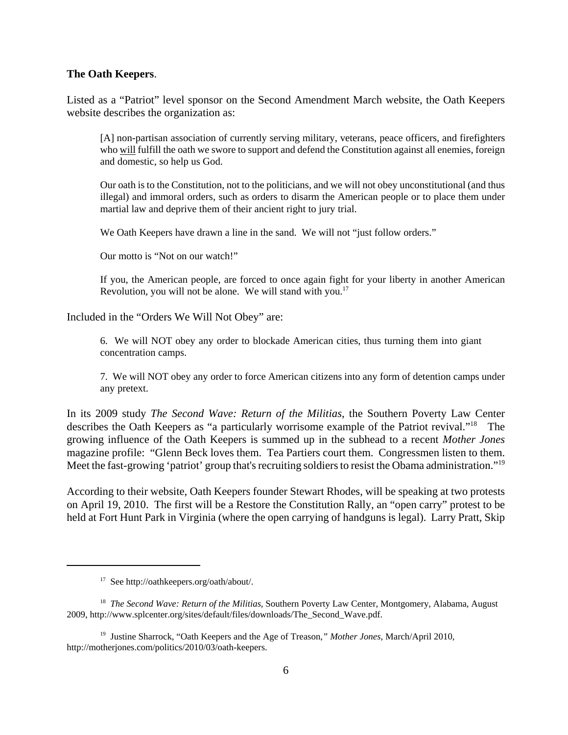**The Oath Keepers**.

Listed as a "Patriot" level sponsor on the Second Amendment March website, the Oath Keepers website describes the organization as:

> [A] non-partisan association of currently serving military, veterans, peace officers, and firefighters who will fulfill the oath we swore to support and defend the Constitution against all enemies, foreign and domestic, so help us God.
>
> Our oath is to the Constitution, not to the politicians, and we will not obey unconstitutional (and thus illegal) and immoral orders, such as orders to disarm the American people or to place them under martial law and deprive them of their ancient right to jury trial.
>
> We Oath Keepers have drawn a line in the sand. We will not "just follow orders."
>
> Our motto is "Not on our watch!"
>
> If you, the American people, are forced to once again fight for your liberty in another American Revolution, you will not be alone. We will stand with you.[17]

Included in the "Orders We Will Not Obey" are:

> 6. We will NOT obey any order to blockade American cities, thus turning them into giant concentration camps.
>
> 7. We will NOT obey any order to force American citizens into any form of detention camps under any pretext.

In its 2009 study *The Second Wave: Return of the Militias*, the Southern Poverty Law Center describes the Oath Keepers as "a particularly worrisome example of the Patriot revival."[18] The growing influence of the Oath Keepers is summed up in the subhead to a recent *Mother Jones* magazine profile: "Glenn Beck loves them. Tea Partiers court them. Congressmen listen to them. Meet the fast-growing 'patriot' group that's recruiting soldiers to resist the Obama administration."[19]

According to their website, Oath Keepers founder Stewart Rhodes, will be speaking at two protests on April 19, 2010. The first will be a Restore the Constitution Rally, an "open carry" protest to be held at Fort Hunt Park in Virginia (where the open carrying of handguns is legal). Larry Pratt, Skip

---

[17] See http://oathkeepers.org/oath/about/.

[18] *The Second Wave: Return of the Militias*, Southern Poverty Law Center, Montgomery, Alabama, August 2009, http://www.splcenter.org/sites/default/files/downloads/The_Second_Wave.pdf.

[19] Justine Sharrock, "Oath Keepers and the Age of Treason," *Mother Jones*, March/April 2010, http://motherjones.com/politics/2010/03/oath-keepers.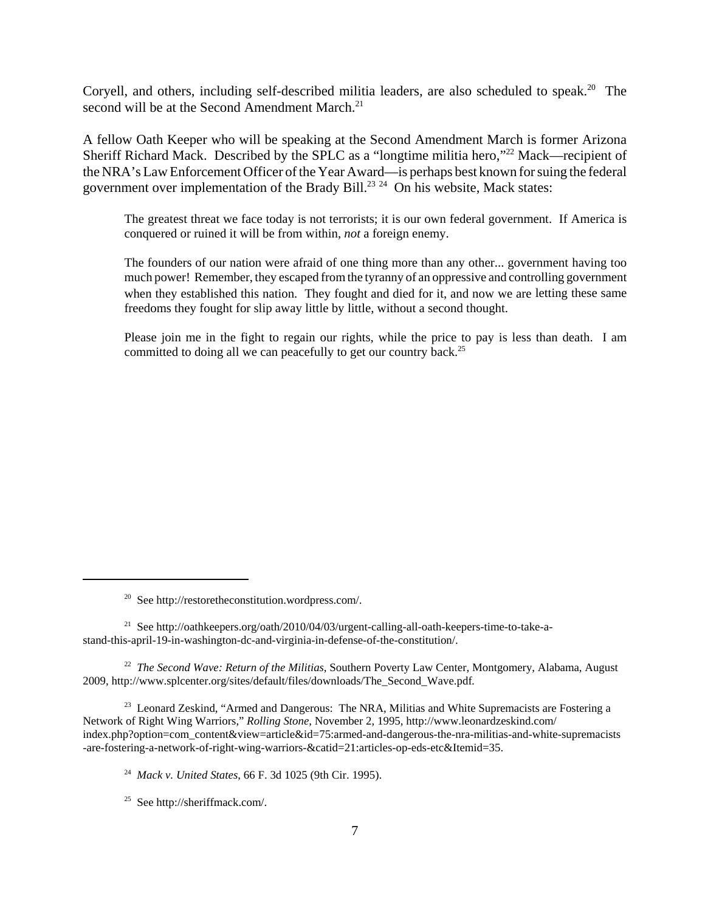Coryell, and others, including self-described militia leaders, are also scheduled to speak.[20] The second will be at the Second Amendment March.[21]

A fellow Oath Keeper who will be speaking at the Second Amendment March is former Arizona Sheriff Richard Mack. Described by the SPLC as a "longtime militia hero,"[22] Mack—recipient of the NRA's Law Enforcement Officer of the Year Award—is perhaps best known for suing the federal government over implementation of the Brady Bill.[23] [24] On his website, Mack states:

> The greatest threat we face today is not terrorists; it is our own federal government. If America is conquered or ruined it will be from within, *not* a foreign enemy.
>
> The founders of our nation were afraid of one thing more than any other... government having too much power! Remember, they escaped from the tyranny of an oppressive and controlling government when they established this nation. They fought and died for it, and now we are letting these same freedoms they fought for slip away little by little, without a second thought.
>
> Please join me in the fight to regain our rights, while the price to pay is less than death. I am committed to doing all we can peacefully to get our country back.[25]

---

[20] See http://restoretheconstitution.wordpress.com/.

[21] See http://oathkeepers.org/oath/2010/04/03/urgent-calling-all-oath-keepers-time-to-take-a-stand-this-april-19-in-washington-dc-and-virginia-in-defense-of-the-constitution/.

[22] *The Second Wave: Return of the Militias*, Southern Poverty Law Center, Montgomery, Alabama, August 2009, http://www.splcenter.org/sites/default/files/downloads/The_Second_Wave.pdf.

[23] Leonard Zeskind, "Armed and Dangerous: The NRA, Militias and White Supremacists are Fostering a Network of Right Wing Warriors," *Rolling Stone*, November 2, 1995, http://www.leonardzeskind.com/index.php?option=com_content&view=article&id=75:armed-and-dangerous-the-nra-militias-and-white-supremacists-are-fostering-a-network-of-right-wing-warriors-&catid=21:articles-op-eds-etc&Itemid=35.

[24] *Mack v. United States*, 66 F. 3d 1025 (9th Cir. 1995).

[25] See http://sheriffmack.com/.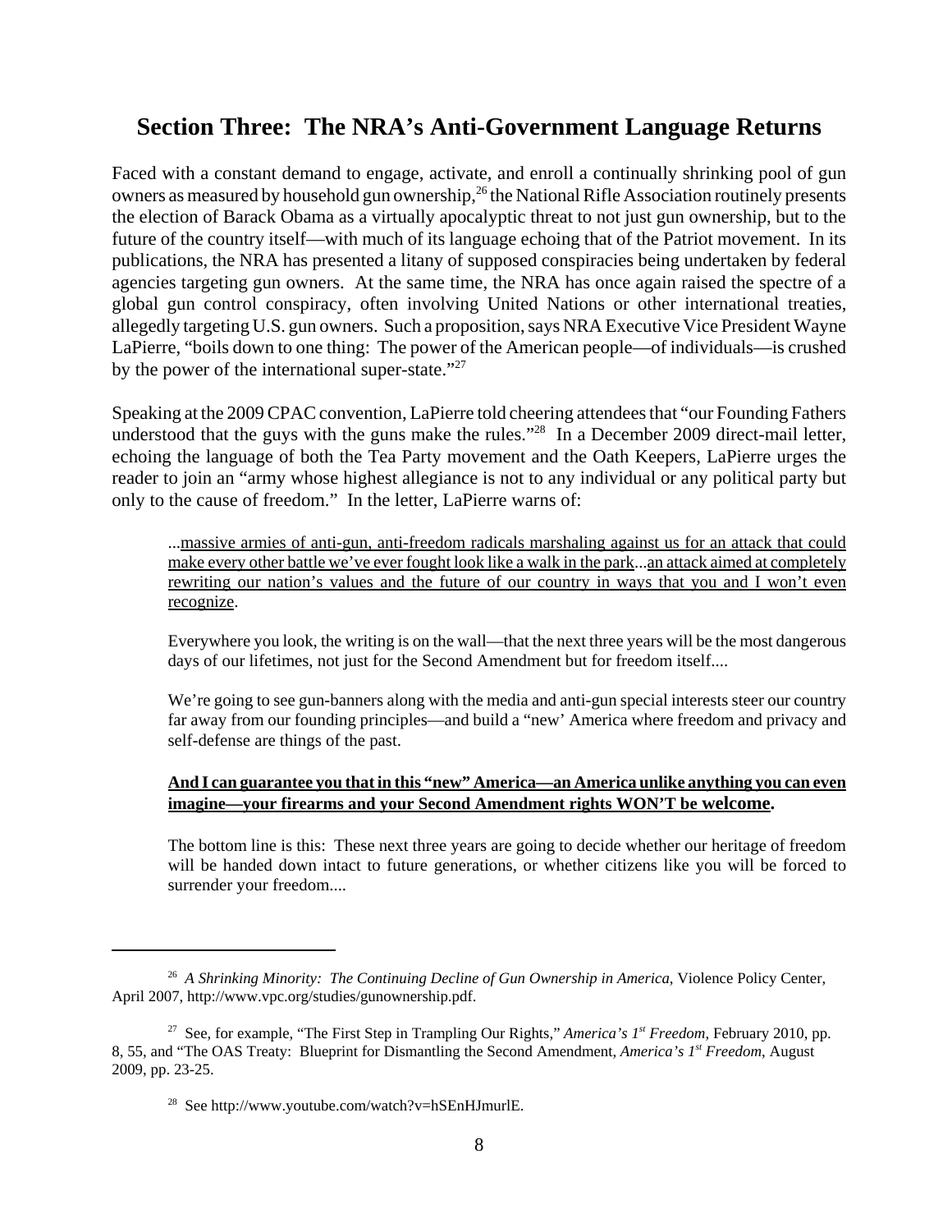## Section Three: The NRA's Anti-Government Language Returns

Faced with a constant demand to engage, activate, and enroll a continually shrinking pool of gun owners as measured by household gun ownership,[26] the National Rifle Association routinely presents the election of Barack Obama as a virtually apocalyptic threat to not just gun ownership, but to the future of the country itself—with much of its language echoing that of the Patriot movement. In its publications, the NRA has presented a litany of supposed conspiracies being undertaken by federal agencies targeting gun owners. At the same time, the NRA has once again raised the spectre of a global gun control conspiracy, often involving United Nations or other international treaties, allegedly targeting U.S. gun owners. Such a proposition, says NRA Executive Vice President Wayne LaPierre, "boils down to one thing: The power of the American people—of individuals—is crushed by the power of the international super-state."[27]

Speaking at the 2009 CPAC convention, LaPierre told cheering attendees that "our Founding Fathers understood that the guys with the guns make the rules."[28] In a December 2009 direct-mail letter, echoing the language of both the Tea Party movement and the Oath Keepers, LaPierre urges the reader to join an "army whose highest allegiance is not to any individual or any political party but only to the cause of freedom." In the letter, LaPierre warns of:

> ...<u>massive armies of anti-gun, anti-freedom radicals marshaling against us for an attack that could make every other battle we've ever fought look like a walk in the park</u>...<u>an attack aimed at completely rewriting our nation's values and the future of our country in ways that you and I won't even recognize</u>.
>
> Everywhere you look, the writing is on the wall—that the next three years will be the most dangerous days of our lifetimes, not just for the Second Amendment but for freedom itself....
>
> We're going to see gun-banners along with the media and anti-gun special interests steer our country far away from our founding principles—and build a "new' America where freedom and privacy and self-defense are things of the past.
>
> **<u>And I can guarantee you that in this "new" America—an America unlike anything you can even imagine—your firearms and your Second Amendment rights WON'T be welcome</u>.**
>
> The bottom line is this: These next three years are going to decide whether our heritage of freedom will be handed down intact to future generations, or whether citizens like you will be forced to surrender your freedom....

---

[26] *A Shrinking Minority: The Continuing Decline of Gun Ownership in America*, Violence Policy Center, April 2007, http://www.vpc.org/studies/gunownership.pdf.

[27] See, for example, "The First Step in Trampling Our Rights," *America's 1st Freedom*, February 2010, pp. 8, 55, and "The OAS Treaty: Blueprint for Dismantling the Second Amendment, *America's 1st Freedom*, August 2009, pp. 23-25.

[28] See http://www.youtube.com/watch?v=hSEnHJmurlE.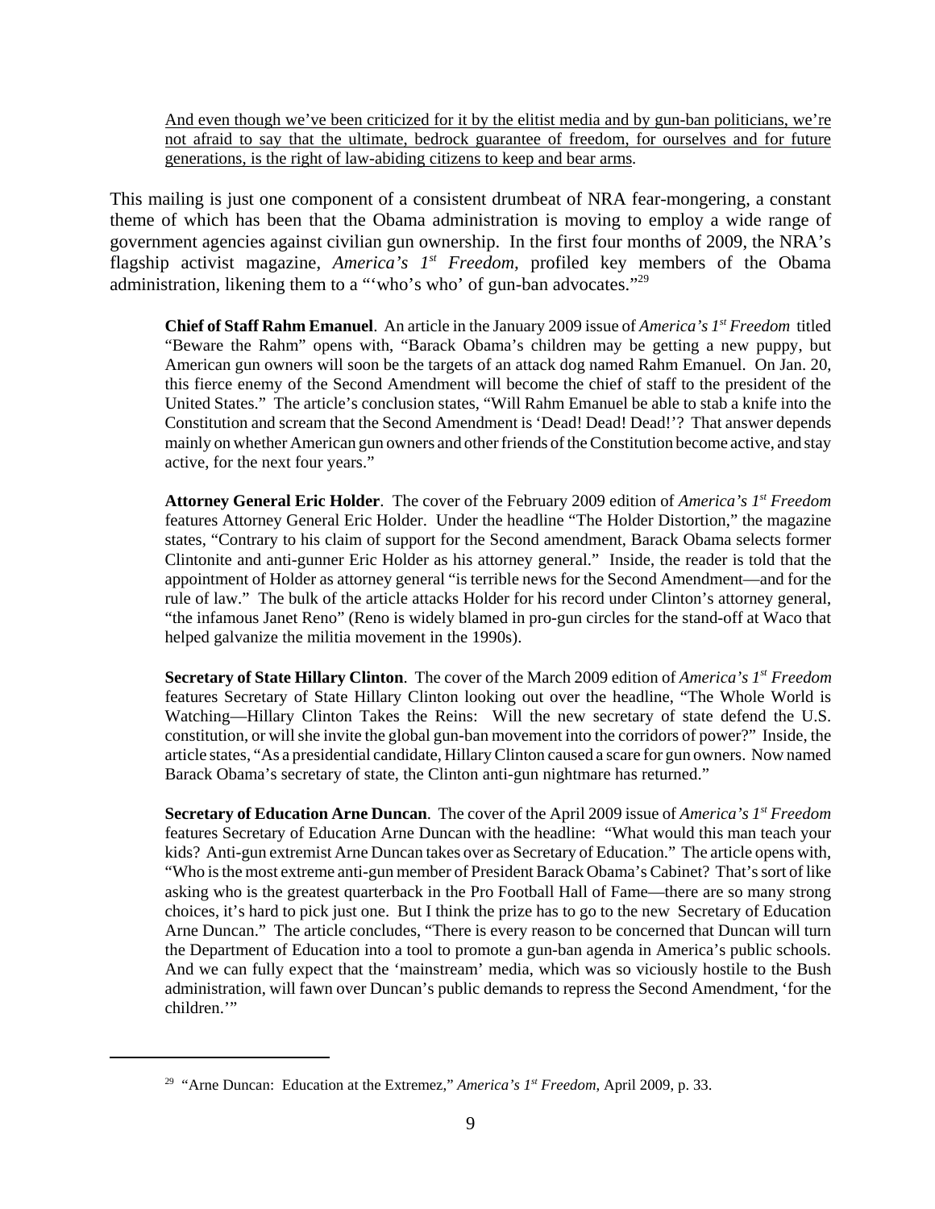And even though we've been criticized for it by the elitist media and by gun-ban politicians, we're not afraid to say that the ultimate, bedrock guarantee of freedom, for ourselves and for future generations, is the right of law-abiding citizens to keep and bear arms.

This mailing is just one component of a consistent drumbeat of NRA fear-mongering, a constant theme of which has been that the Obama administration is moving to employ a wide range of government agencies against civilian gun ownership. In the first four months of 2009, the NRA's flagship activist magazine, *America's 1st Freedom*, profiled key members of the Obama administration, likening them to a "'who's who' of gun-ban advocates."[29]

**Chief of Staff Rahm Emanuel**. An article in the January 2009 issue of *America's 1st Freedom* titled "Beware the Rahm" opens with, "Barack Obama's children may be getting a new puppy, but American gun owners will soon be the targets of an attack dog named Rahm Emanuel. On Jan. 20, this fierce enemy of the Second Amendment will become the chief of staff to the president of the United States." The article's conclusion states, "Will Rahm Emanuel be able to stab a knife into the Constitution and scream that the Second Amendment is 'Dead! Dead! Dead!'? That answer depends mainly on whether American gun owners and other friends of the Constitution become active, and stay active, for the next four years."

**Attorney General Eric Holder**. The cover of the February 2009 edition of *America's 1st Freedom* features Attorney General Eric Holder. Under the headline "The Holder Distortion," the magazine states, "Contrary to his claim of support for the Second amendment, Barack Obama selects former Clintonite and anti-gunner Eric Holder as his attorney general." Inside, the reader is told that the appointment of Holder as attorney general "is terrible news for the Second Amendment—and for the rule of law." The bulk of the article attacks Holder for his record under Clinton's attorney general, "the infamous Janet Reno" (Reno is widely blamed in pro-gun circles for the stand-off at Waco that helped galvanize the militia movement in the 1990s).

**Secretary of State Hillary Clinton**. The cover of the March 2009 edition of *America's 1st Freedom* features Secretary of State Hillary Clinton looking out over the headline, "The Whole World is Watching—Hillary Clinton Takes the Reins: Will the new secretary of state defend the U.S. constitution, or will she invite the global gun-ban movement into the corridors of power?" Inside, the article states, "As a presidential candidate, Hillary Clinton caused a scare for gun owners. Now named Barack Obama's secretary of state, the Clinton anti-gun nightmare has returned."

**Secretary of Education Arne Duncan**. The cover of the April 2009 issue of *America's 1st Freedom* features Secretary of Education Arne Duncan with the headline: "What would this man teach your kids? Anti-gun extremist Arne Duncan takes over as Secretary of Education." The article opens with, "Who is the most extreme anti-gun member of President Barack Obama's Cabinet? That's sort of like asking who is the greatest quarterback in the Pro Football Hall of Fame—there are so many strong choices, it's hard to pick just one. But I think the prize has to go to the new Secretary of Education Arne Duncan." The article concludes, "There is every reason to be concerned that Duncan will turn the Department of Education into a tool to promote a gun-ban agenda in America's public schools. And we can fully expect that the 'mainstream' media, which was so viciously hostile to the Bush administration, will fawn over Duncan's public demands to repress the Second Amendment, 'for the children.'"

---

[29] "Arne Duncan: Education at the Extremez," *America's 1st Freedom*, April 2009, p. 33.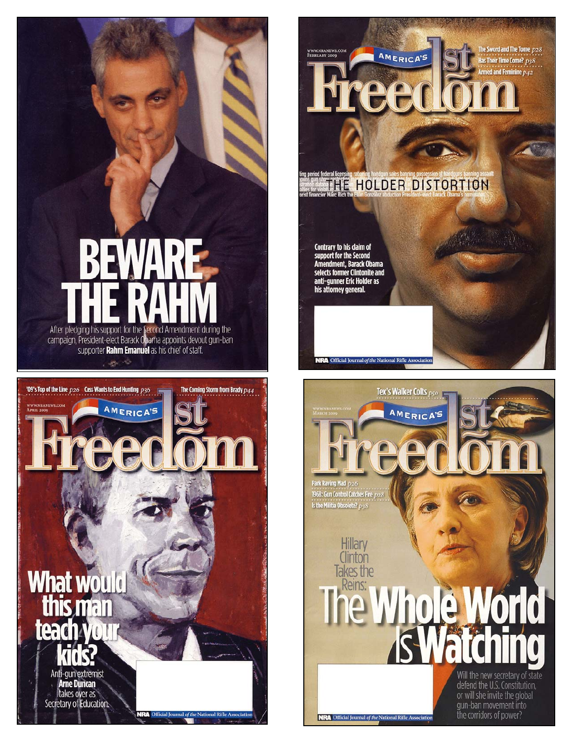BEWARE THE RAHM

After pledging his support for the Second Amendment during the campaign, President-elect Barack Obama appoints devout gun-ban supporter **Rahm Emanuel** as his chief of staff.

WWW.NRANEWS.COM
FEBRUARY 2009

AMERICA'S 1st Freedom

The Sword and The Tome p28
Has Their Time Come? p38
Armed and Feminine p42

THE HOLDER DISTORTION

Contrary to his claim of support for the Second Amendment, Barack Obama selects former Clintonite and anti-gunner Eric Holder as his attorney general.

NRA Official Journal of the National Rifle Association

'09's Top of the Line p26 Cass Wants to End Hunting p36 The Coming Storm from Brady p44

WWW.NRANEWS.COM
APRIL 2009

AMERICA'S 1st Freedom

What would this man teach your kids?

Anti-gun extremist **Arne Duncan** takes over as Secretary of Education.

NRA Official Journal of the National Rifle Association

Tex's Walker Colts p50

WWW.NRANEWS.COM
MARCH 2009

AMERICA'S 1st Freedom

Park Raving Mad p26
1968: Gun Control Catches Fire p28
Is the Militia Obsolete? p38

Hillary Clinton Takes the Reins: The Whole World Is Watching

Will the new secretary of state defend the U.S. Constitution, or will she invite the global gun-ban movement into the corridors of power?

NRA Official Journal of the National Rifle Association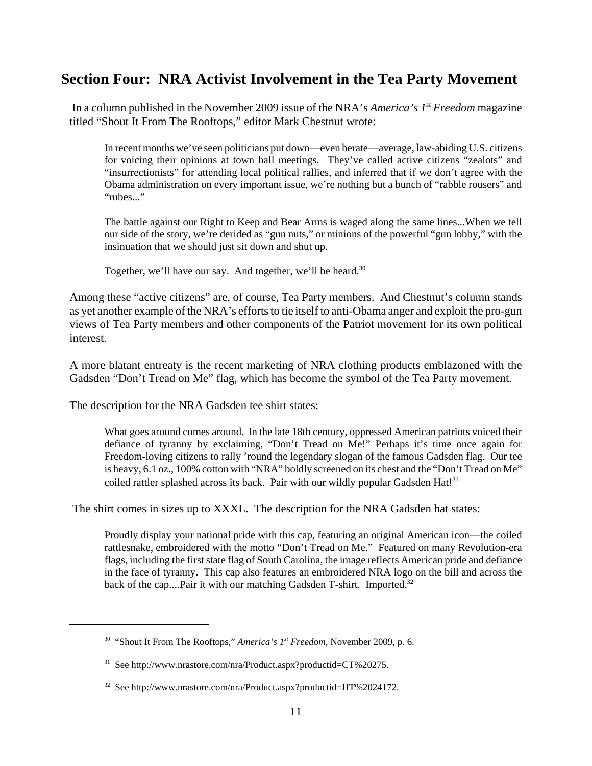## Section Four: NRA Activist Involvement in the Tea Party Movement

In a column published in the November 2009 issue of the NRA's *America's 1st Freedom* magazine titled "Shout It From The Rooftops," editor Mark Chestnut wrote:

> In recent months we've seen politicians put down—even berate—average, law-abiding U.S. citizens for voicing their opinions at town hall meetings. They've called active citizens "zealots" and "insurrectionists" for attending local political rallies, and inferred that if we don't agree with the Obama administration on every important issue, we're nothing but a bunch of "rabble rousers" and "rubes..."
>
> The battle against our Right to Keep and Bear Arms is waged along the same lines...When we tell our side of the story, we're derided as "gun nuts," or minions of the powerful "gun lobby," with the insinuation that we should just sit down and shut up.
>
> Together, we'll have our say. And together, we'll be heard.[30]

Among these "active citizens" are, of course, Tea Party members. And Chestnut's column stands as yet another example of the NRA's efforts to tie itself to anti-Obama anger and exploit the pro-gun views of Tea Party members and other components of the Patriot movement for its own political interest.

A more blatant entreaty is the recent marketing of NRA clothing products emblazoned with the Gadsden "Don't Tread on Me" flag, which has become the symbol of the Tea Party movement.

The description for the NRA Gadsden tee shirt states:

> What goes around comes around. In the late 18th century, oppressed American patriots voiced their defiance of tyranny by exclaiming, "Don't Tread on Me!" Perhaps it's time once again for Freedom-loving citizens to rally 'round the legendary slogan of the famous Gadsden flag. Our tee is heavy, 6.1 oz., 100% cotton with "NRA" boldly screened on its chest and the "Don't Tread on Me" coiled rattler splashed across its back. Pair with our wildly popular Gadsden Hat![31]

The shirt comes in sizes up to XXXL. The description for the NRA Gadsden hat states:

> Proudly display your national pride with this cap, featuring an original American icon—the coiled rattlesnake, embroidered with the motto "Don't Tread on Me." Featured on many Revolution-era flags, including the first state flag of South Carolina, the image reflects American pride and defiance in the face of tyranny. This cap also features an embroidered NRA logo on the bill and across the back of the cap....Pair it with our matching Gadsden T-shirt. Imported.[32]

---

[30] "Shout It From The Rooftops," *America's 1st Freedom*, November 2009, p. 6.

[31] See http://www.nrastore.com/nra/Product.aspx?productid=CT%20275.

[32] See http://www.nrastore.com/nra/Product.aspx?productid=HT%2024172.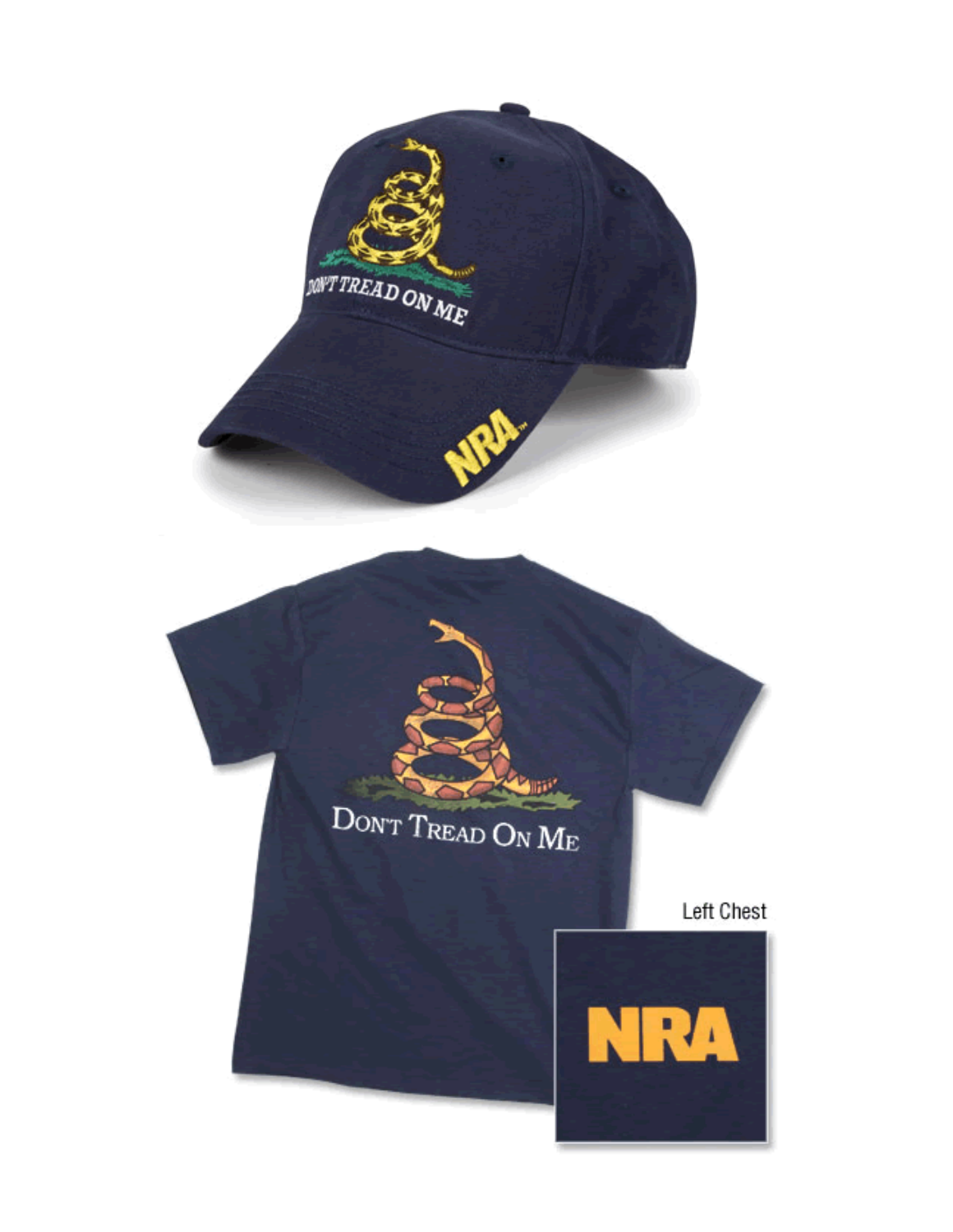DON'T TREAD ON ME

NRA

DON'T TREAD ON ME

Left Chest

NRA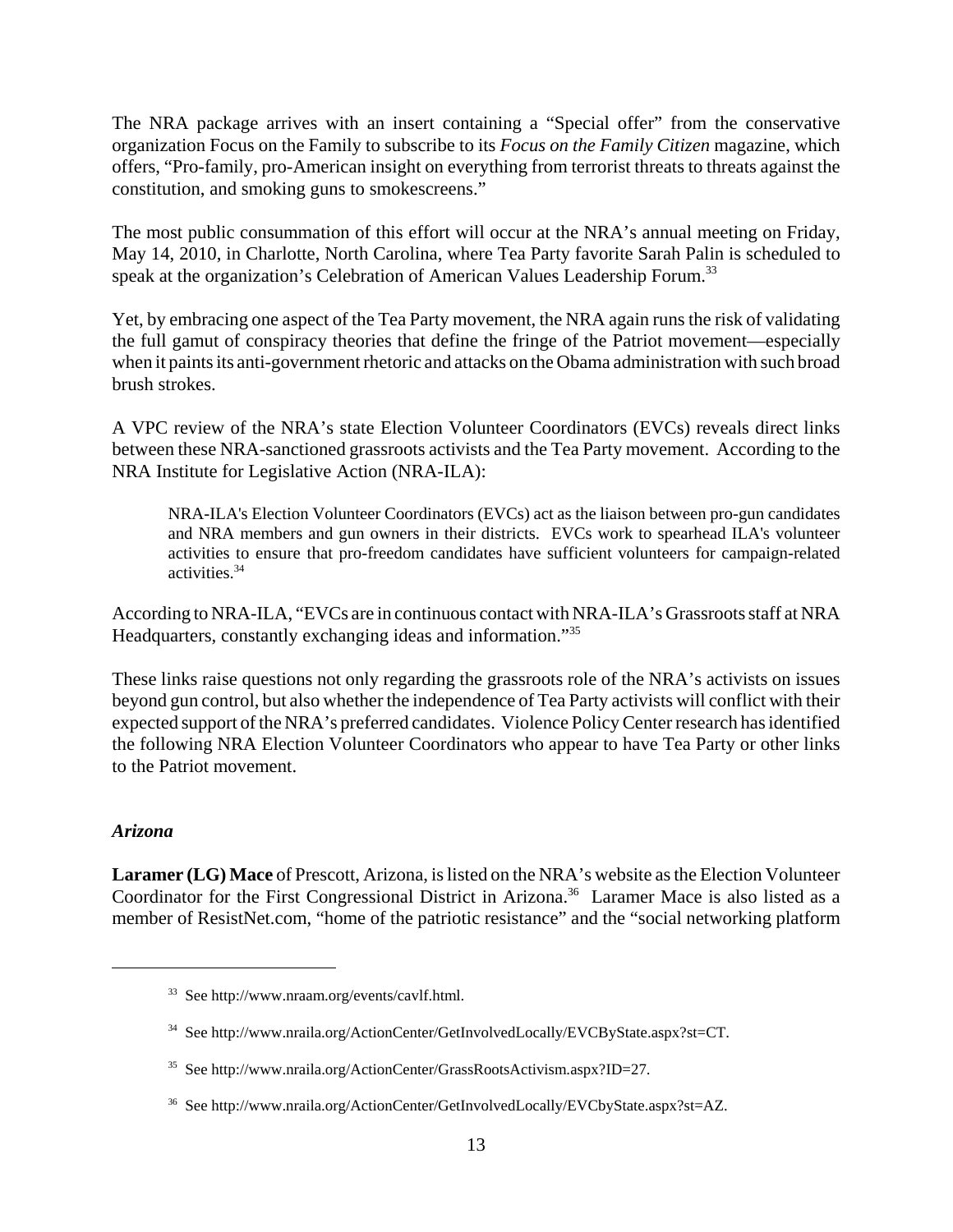The NRA package arrives with an insert containing a "Special offer" from the conservative organization Focus on the Family to subscribe to its *Focus on the Family Citizen* magazine, which offers, "Pro-family, pro-American insight on everything from terrorist threats to threats against the constitution, and smoking guns to smokescreens."

The most public consummation of this effort will occur at the NRA's annual meeting on Friday, May 14, 2010, in Charlotte, North Carolina, where Tea Party favorite Sarah Palin is scheduled to speak at the organization's Celebration of American Values Leadership Forum.[33]

Yet, by embracing one aspect of the Tea Party movement, the NRA again runs the risk of validating the full gamut of conspiracy theories that define the fringe of the Patriot movement—especially when it paints its anti-government rhetoric and attacks on the Obama administration with such broad brush strokes.

A VPC review of the NRA's state Election Volunteer Coordinators (EVCs) reveals direct links between these NRA-sanctioned grassroots activists and the Tea Party movement. According to the NRA Institute for Legislative Action (NRA-ILA):

> NRA-ILA's Election Volunteer Coordinators (EVCs) act as the liaison between pro-gun candidates and NRA members and gun owners in their districts. EVCs work to spearhead ILA's volunteer activities to ensure that pro-freedom candidates have sufficient volunteers for campaign-related activities.[34]

According to NRA-ILA, "EVCs are in continuous contact with NRA-ILA's Grassroots staff at NRA Headquarters, constantly exchanging ideas and information."[35]

These links raise questions not only regarding the grassroots role of the NRA's activists on issues beyond gun control, but also whether the independence of Tea Party activists will conflict with their expected support of the NRA's preferred candidates. Violence Policy Center research has identified the following NRA Election Volunteer Coordinators who appear to have Tea Party or other links to the Patriot movement.

### *Arizona*

**Laramer (LG) Mace** of Prescott, Arizona, is listed on the NRA's website as the Election Volunteer Coordinator for the First Congressional District in Arizona.[36] Laramer Mace is also listed as a member of ResistNet.com, "home of the patriotic resistance" and the "social networking platform

---

[33] See http://www.nraam.org/events/cavlf.html.

[34] See http://www.nraila.org/ActionCenter/GetInvolvedLocally/EVCByState.aspx?st=CT.

[35] See http://www.nraila.org/ActionCenter/GrassRootsActivism.aspx?ID=27.

[36] See http://www.nraila.org/ActionCenter/GetInvolvedLocally/EVCbyState.aspx?st=AZ.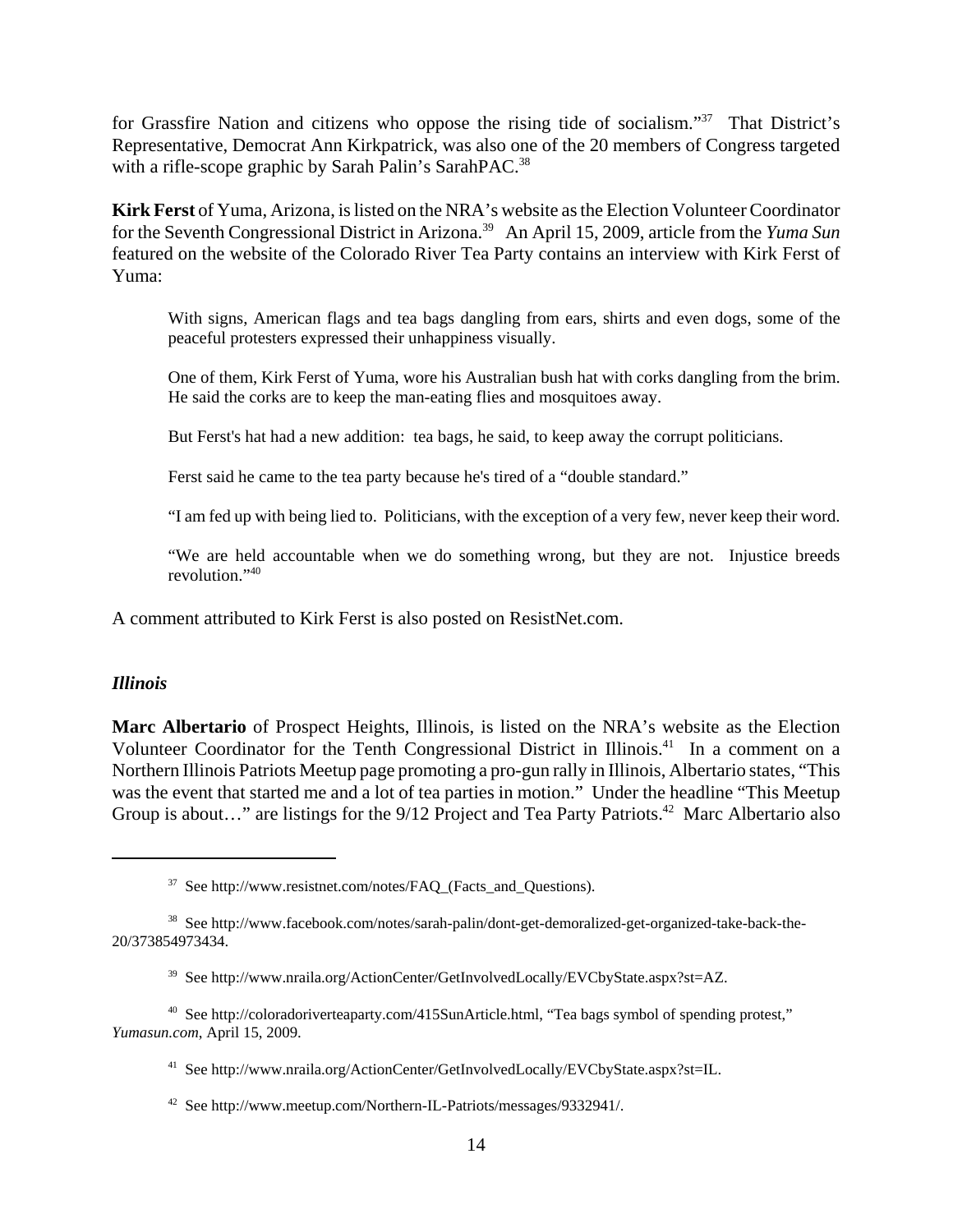for Grassfire Nation and citizens who oppose the rising tide of socialism."[37] That District's Representative, Democrat Ann Kirkpatrick, was also one of the 20 members of Congress targeted with a rifle-scope graphic by Sarah Palin's SarahPAC.[38]

**Kirk Ferst** of Yuma, Arizona, is listed on the NRA's website as the Election Volunteer Coordinator for the Seventh Congressional District in Arizona.[39] An April 15, 2009, article from the *Yuma Sun* featured on the website of the Colorado River Tea Party contains an interview with Kirk Ferst of Yuma:

> With signs, American flags and tea bags dangling from ears, shirts and even dogs, some of the peaceful protesters expressed their unhappiness visually.
>
> One of them, Kirk Ferst of Yuma, wore his Australian bush hat with corks dangling from the brim. He said the corks are to keep the man-eating flies and mosquitoes away.
>
> But Ferst's hat had a new addition: tea bags, he said, to keep away the corrupt politicians.
>
> Ferst said he came to the tea party because he's tired of a "double standard."
>
> "I am fed up with being lied to. Politicians, with the exception of a very few, never keep their word.
>
> "We are held accountable when we do something wrong, but they are not. Injustice breeds revolution."[40]

A comment attributed to Kirk Ferst is also posted on ResistNet.com.

### *Illinois*

**Marc Albertario** of Prospect Heights, Illinois, is listed on the NRA's website as the Election Volunteer Coordinator for the Tenth Congressional District in Illinois.[41] In a comment on a Northern Illinois Patriots Meetup page promoting a pro-gun rally in Illinois, Albertario states, "This was the event that started me and a lot of tea parties in motion." Under the headline "This Meetup Group is about…" are listings for the 9/12 Project and Tea Party Patriots.[42] Marc Albertario also

---

[37] See http://www.resistnet.com/notes/FAQ_(Facts_and_Questions).

[38] See http://www.facebook.com/notes/sarah-palin/dont-get-demoralized-get-organized-take-back-the-20/373854973434.

[39] See http://www.nraila.org/ActionCenter/GetInvolvedLocally/EVCbyState.aspx?st=AZ.

[40] See http://coloradoriverteaparty.com/415SunArticle.html, "Tea bags symbol of spending protest," *Yumasun.com*, April 15, 2009.

[41] See http://www.nraila.org/ActionCenter/GetInvolvedLocally/EVCbyState.aspx?st=IL.

[42] See http://www.meetup.com/Northern-IL-Patriots/messages/9332941/.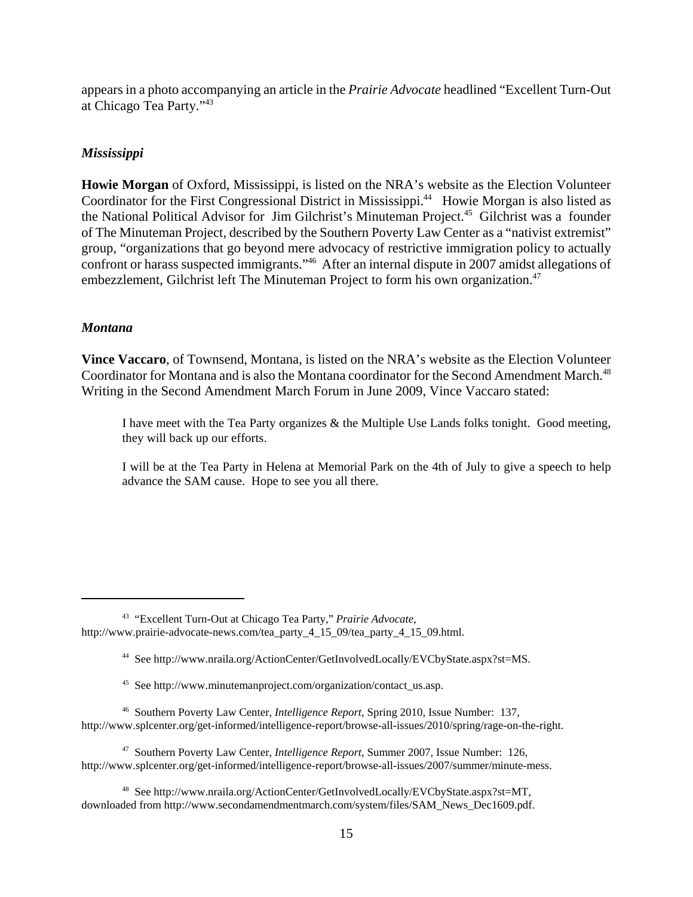appears in a photo accompanying an article in the *Prairie Advocate* headlined "Excellent Turn-Out at Chicago Tea Party."[43]

### *Mississippi*

**Howie Morgan** of Oxford, Mississippi, is listed on the NRA's website as the Election Volunteer Coordinator for the First Congressional District in Mississippi.[44] Howie Morgan is also listed as the National Political Advisor for Jim Gilchrist's Minuteman Project.[45] Gilchrist was a founder of The Minuteman Project, described by the Southern Poverty Law Center as a "nativist extremist" group, "organizations that go beyond mere advocacy of restrictive immigration policy to actually confront or harass suspected immigrants."[46] After an internal dispute in 2007 amidst allegations of embezzlement, Gilchrist left The Minuteman Project to form his own organization.[47]

### *Montana*

**Vince Vaccaro**, of Townsend, Montana, is listed on the NRA's website as the Election Volunteer Coordinator for Montana and is also the Montana coordinator for the Second Amendment March.[48] Writing in the Second Amendment March Forum in June 2009, Vince Vaccaro stated:

> I have meet with the Tea Party organizes & the Multiple Use Lands folks tonight. Good meeting, they will back up our efforts.
>
> I will be at the Tea Party in Helena at Memorial Park on the 4th of July to give a speech to help advance the SAM cause. Hope to see you all there.

---

[43] "Excellent Turn-Out at Chicago Tea Party," *Prairie Advocate*, http://www.prairie-advocate-news.com/tea_party_4_15_09/tea_party_4_15_09.html.

[44] See http://www.nraila.org/ActionCenter/GetInvolvedLocally/EVCbyState.aspx?st=MS.

[45] See http://www.minutemanproject.com/organization/contact_us.asp.

[46] Southern Poverty Law Center, *Intelligence Report*, Spring 2010, Issue Number: 137, http://www.splcenter.org/get-informed/intelligence-report/browse-all-issues/2010/spring/rage-on-the-right.

[47] Southern Poverty Law Center, *Intelligence Report*, Summer 2007, Issue Number: 126, http://www.splcenter.org/get-informed/intelligence-report/browse-all-issues/2007/summer/minute-mess.

[48] See http://www.nraila.org/ActionCenter/GetInvolvedLocally/EVCbyState.aspx?st=MT, downloaded from http://www.secondamendmentmarch.com/system/files/SAM_News_Dec1609.pdf.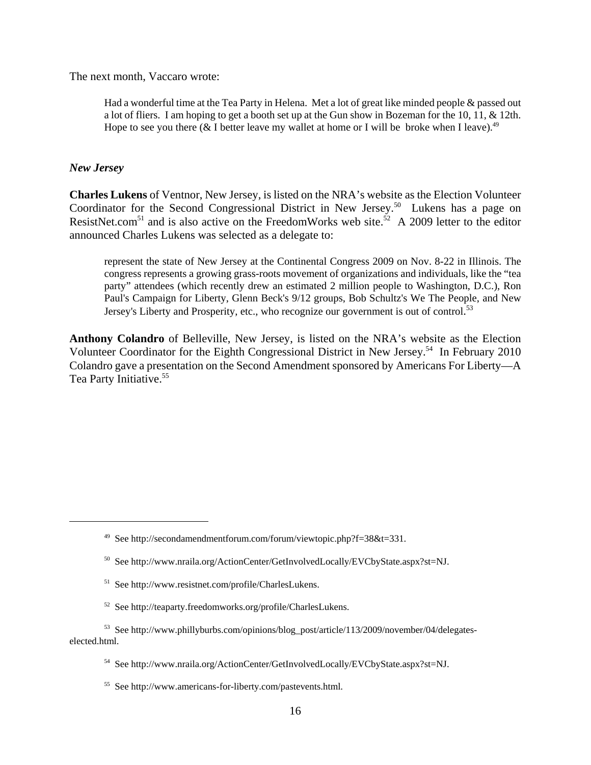The next month, Vaccaro wrote:

> Had a wonderful time at the Tea Party in Helena. Met a lot of great like minded people & passed out a lot of fliers. I am hoping to get a booth set up at the Gun show in Bozeman for the 10, 11, & 12th. Hope to see you there (& I better leave my wallet at home or I will be broke when I leave).[49]

***New Jersey***

**Charles Lukens** of Ventnor, New Jersey, is listed on the NRA's website as the Election Volunteer Coordinator for the Second Congressional District in New Jersey.[50] Lukens has a page on ResistNet.com[51] and is also active on the FreedomWorks web site.[52] A 2009 letter to the editor announced Charles Lukens was selected as a delegate to:

> represent the state of New Jersey at the Continental Congress 2009 on Nov. 8-22 in Illinois. The congress represents a growing grass-roots movement of organizations and individuals, like the "tea party" attendees (which recently drew an estimated 2 million people to Washington, D.C.), Ron Paul's Campaign for Liberty, Glenn Beck's 9/12 groups, Bob Schultz's We The People, and New Jersey's Liberty and Prosperity, etc., who recognize our government is out of control.[53]

**Anthony Colandro** of Belleville, New Jersey, is listed on the NRA's website as the Election Volunteer Coordinator for the Eighth Congressional District in New Jersey.[54] In February 2010 Colandro gave a presentation on the Second Amendment sponsored by Americans For Liberty—A Tea Party Initiative.[55]

---

[49] See http://secondamendmentforum.com/forum/viewtopic.php?f=38&t=331.

[50] See http://www.nraila.org/ActionCenter/GetInvolvedLocally/EVCbyState.aspx?st=NJ.

[51] See http://www.resistnet.com/profile/CharlesLukens.

[52] See http://teaparty.freedomworks.org/profile/CharlesLukens.

[53] See http://www.phillyburbs.com/opinions/blog_post/article/113/2009/november/04/delegates-elected.html.

[54] See http://www.nraila.org/ActionCenter/GetInvolvedLocally/EVCbyState.aspx?st=NJ.

[55] See http://www.americans-for-liberty.com/pastevents.html.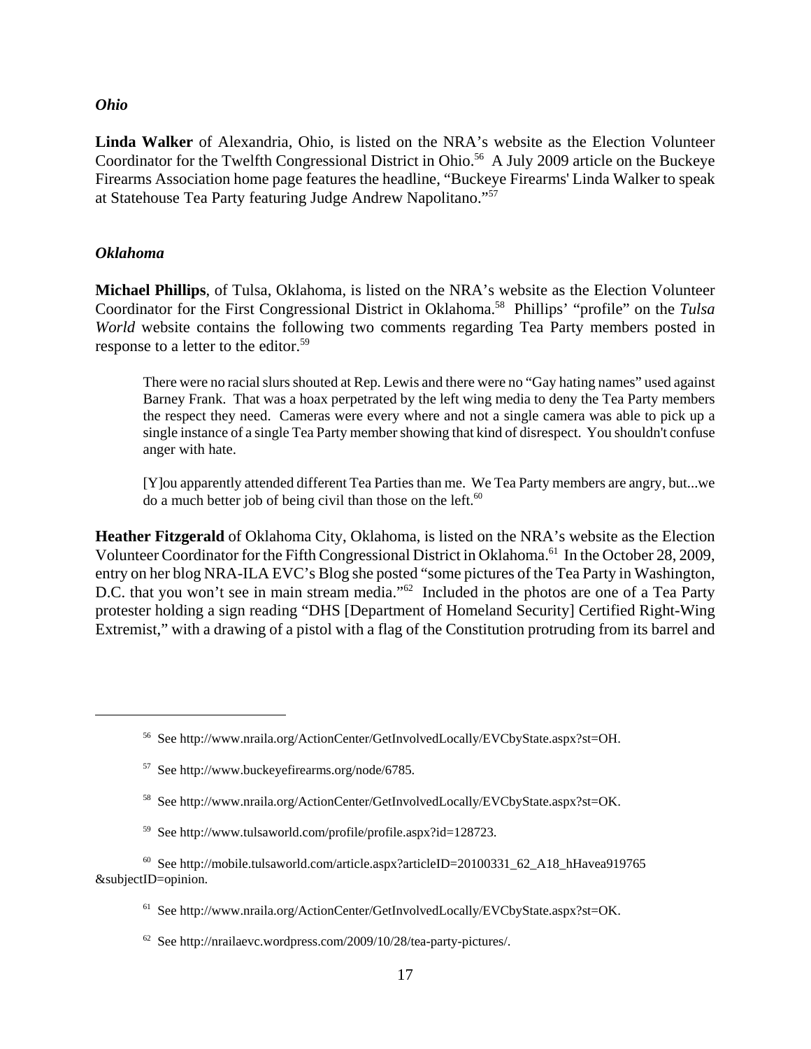### *Ohio*

**Linda Walker** of Alexandria, Ohio, is listed on the NRA's website as the Election Volunteer Coordinator for the Twelfth Congressional District in Ohio.[56] A July 2009 article on the Buckeye Firearms Association home page features the headline, "Buckeye Firearms' Linda Walker to speak at Statehouse Tea Party featuring Judge Andrew Napolitano."[57]

### *Oklahoma*

**Michael Phillips**, of Tulsa, Oklahoma, is listed on the NRA's website as the Election Volunteer Coordinator for the First Congressional District in Oklahoma.[58] Phillips' "profile" on the *Tulsa World* website contains the following two comments regarding Tea Party members posted in response to a letter to the editor.[59]

> There were no racial slurs shouted at Rep. Lewis and there were no "Gay hating names" used against Barney Frank. That was a hoax perpetrated by the left wing media to deny the Tea Party members the respect they need. Cameras were every where and not a single camera was able to pick up a single instance of a single Tea Party member showing that kind of disrespect. You shouldn't confuse anger with hate.
>
> [Y]ou apparently attended different Tea Parties than me. We Tea Party members are angry, but...we do a much better job of being civil than those on the left.[60]

**Heather Fitzgerald** of Oklahoma City, Oklahoma, is listed on the NRA's website as the Election Volunteer Coordinator for the Fifth Congressional District in Oklahoma.[61] In the October 28, 2009, entry on her blog NRA-ILA EVC's Blog she posted "some pictures of the Tea Party in Washington, D.C. that you won't see in main stream media."[62] Included in the photos are one of a Tea Party protester holding a sign reading "DHS [Department of Homeland Security] Certified Right-Wing Extremist," with a drawing of a pistol with a flag of the Constitution protruding from its barrel and

---

[56] See http://www.nraila.org/ActionCenter/GetInvolvedLocally/EVCbyState.aspx?st=OH.

[57] See http://www.buckeyefirearms.org/node/6785.

[58] See http://www.nraila.org/ActionCenter/GetInvolvedLocally/EVCbyState.aspx?st=OK.

[59] See http://www.tulsaworld.com/profile/profile.aspx?id=128723.

[60] See http://mobile.tulsaworld.com/article.aspx?articleID=20100331_62_A18_hHavea919765&subjectID=opinion.

[61] See http://www.nraila.org/ActionCenter/GetInvolvedLocally/EVCbyState.aspx?st=OK.

[62] See http://nrailaevc.wordpress.com/2009/10/28/tea-party-pictures/.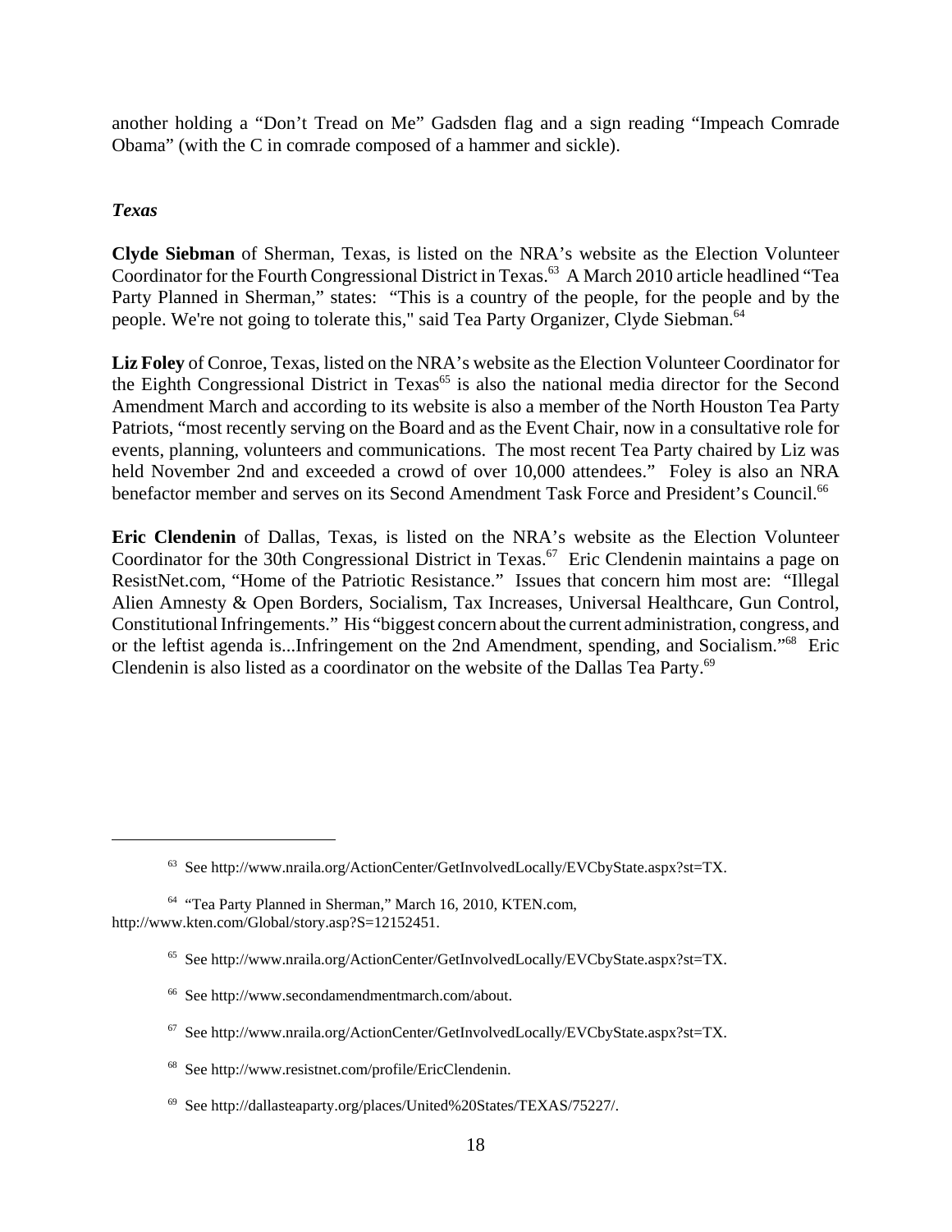another holding a "Don't Tread on Me" Gadsden flag and a sign reading "Impeach Comrade Obama" (with the C in comrade composed of a hammer and sickle).

***Texas***

**Clyde Siebman** of Sherman, Texas, is listed on the NRA's website as the Election Volunteer Coordinator for the Fourth Congressional District in Texas.[63] A March 2010 article headlined "Tea Party Planned in Sherman," states: "This is a country of the people, for the people and by the people. We're not going to tolerate this," said Tea Party Organizer, Clyde Siebman.[64]

**Liz Foley** of Conroe, Texas, listed on the NRA's website as the Election Volunteer Coordinator for the Eighth Congressional District in Texas[65] is also the national media director for the Second Amendment March and according to its website is also a member of the North Houston Tea Party Patriots, "most recently serving on the Board and as the Event Chair, now in a consultative role for events, planning, volunteers and communications. The most recent Tea Party chaired by Liz was held November 2nd and exceeded a crowd of over 10,000 attendees." Foley is also an NRA benefactor member and serves on its Second Amendment Task Force and President's Council.[66]

**Eric Clendenin** of Dallas, Texas, is listed on the NRA's website as the Election Volunteer Coordinator for the 30th Congressional District in Texas.[67] Eric Clendenin maintains a page on ResistNet.com, "Home of the Patriotic Resistance." Issues that concern him most are: "Illegal Alien Amnesty & Open Borders, Socialism, Tax Increases, Universal Healthcare, Gun Control, Constitutional Infringements." His "biggest concern about the current administration, congress, and or the leftist agenda is...Infringement on the 2nd Amendment, spending, and Socialism."[68] Eric Clendenin is also listed as a coordinator on the website of the Dallas Tea Party.[69]

---

[63] See http://www.nraila.org/ActionCenter/GetInvolvedLocally/EVCbyState.aspx?st=TX.

[64] "Tea Party Planned in Sherman," March 16, 2010, KTEN.com, http://www.kten.com/Global/story.asp?S=12152451.

[65] See http://www.nraila.org/ActionCenter/GetInvolvedLocally/EVCbyState.aspx?st=TX.

[66] See http://www.secondamendmentmarch.com/about.

[67] See http://www.nraila.org/ActionCenter/GetInvolvedLocally/EVCbyState.aspx?st=TX.

[68] See http://www.resistnet.com/profile/EricClendenin.

[69] See http://dallasteaparty.org/places/United%20States/TEXAS/75227/.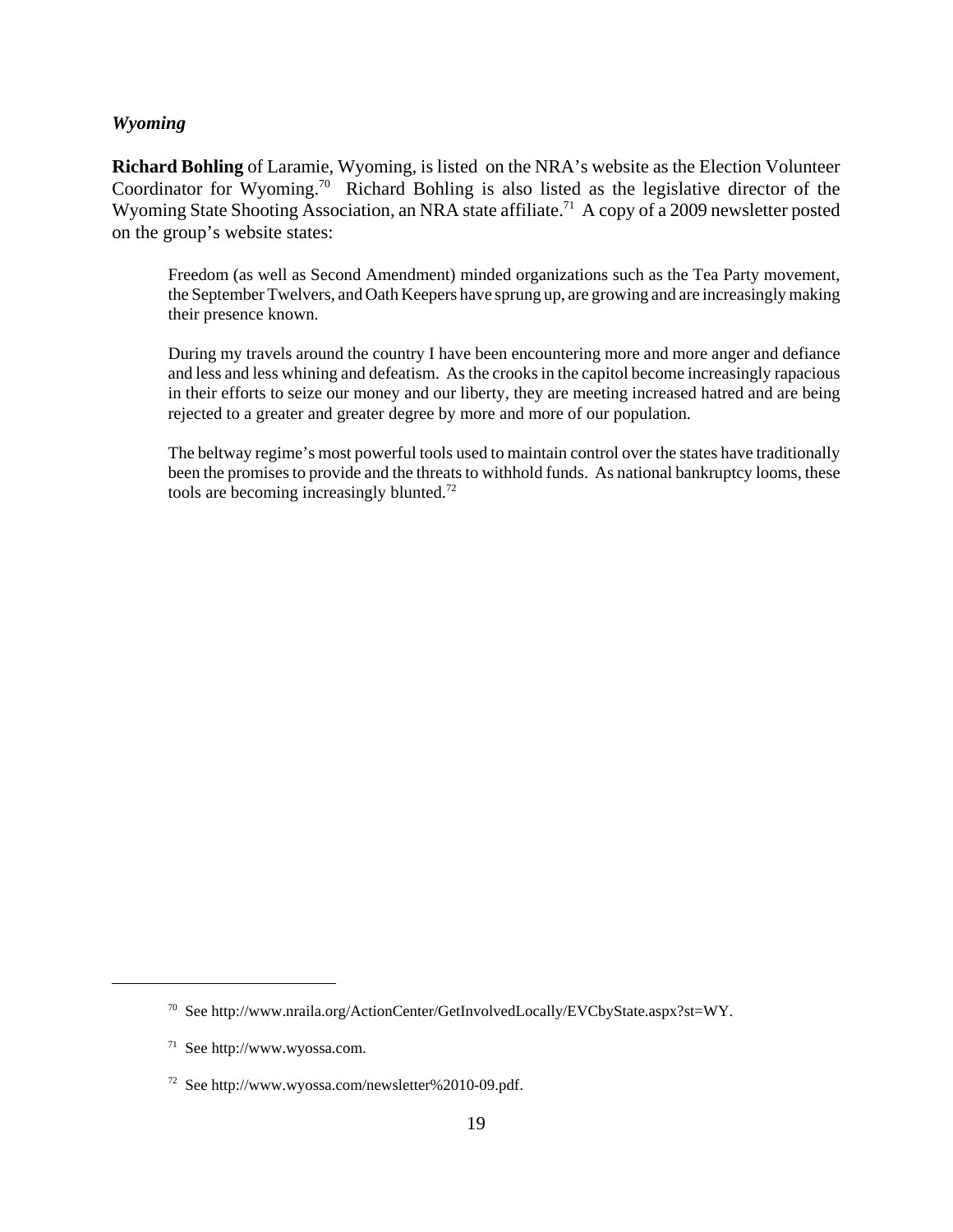### *Wyoming*

**Richard Bohling** of Laramie, Wyoming, is listed on the NRA's website as the Election Volunteer Coordinator for Wyoming.[70] Richard Bohling is also listed as the legislative director of the Wyoming State Shooting Association, an NRA state affiliate.[71] A copy of a 2009 newsletter posted on the group's website states:

> Freedom (as well as Second Amendment) minded organizations such as the Tea Party movement, the September Twelvers, and Oath Keepers have sprung up, are growing and are increasingly making their presence known.
>
> During my travels around the country I have been encountering more and more anger and defiance and less and less whining and defeatism. As the crooks in the capitol become increasingly rapacious in their efforts to seize our money and our liberty, they are meeting increased hatred and are being rejected to a greater and greater degree by more and more of our population.
>
> The beltway regime's most powerful tools used to maintain control over the states have traditionally been the promises to provide and the threats to withhold funds. As national bankruptcy looms, these tools are becoming increasingly blunted.[72]

---

[70] See http://www.nraila.org/ActionCenter/GetInvolvedLocally/EVCbyState.aspx?st=WY.

[71] See http://www.wyossa.com.

[72] See http://www.wyossa.com/newsletter%2010-09.pdf.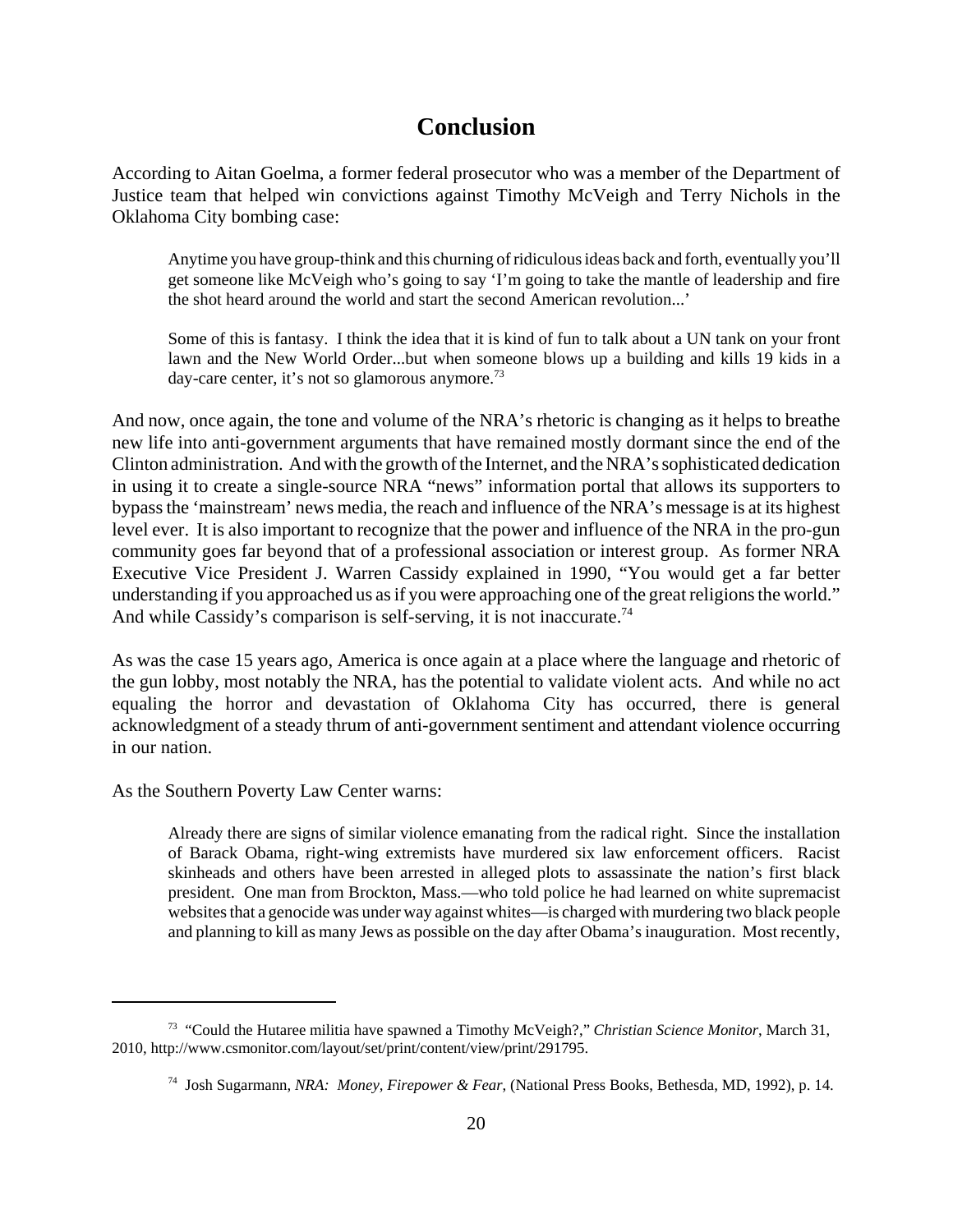## Conclusion

According to Aitan Goelma, a former federal prosecutor who was a member of the Department of Justice team that helped win convictions against Timothy McVeigh and Terry Nichols in the Oklahoma City bombing case:

> Anytime you have group-think and this churning of ridiculous ideas back and forth, eventually you'll get someone like McVeigh who's going to say 'I'm going to take the mantle of leadership and fire the shot heard around the world and start the second American revolution...'
>
> Some of this is fantasy. I think the idea that it is kind of fun to talk about a UN tank on your front lawn and the New World Order...but when someone blows up a building and kills 19 kids in a day-care center, it's not so glamorous anymore.[73]

And now, once again, the tone and volume of the NRA's rhetoric is changing as it helps to breathe new life into anti-government arguments that have remained mostly dormant since the end of the Clinton administration. And with the growth of the Internet, and the NRA's sophisticated dedication in using it to create a single-source NRA "news" information portal that allows its supporters to bypass the 'mainstream' news media, the reach and influence of the NRA's message is at its highest level ever. It is also important to recognize that the power and influence of the NRA in the pro-gun community goes far beyond that of a professional association or interest group. As former NRA Executive Vice President J. Warren Cassidy explained in 1990, "You would get a far better understanding if you approached us as if you were approaching one of the great religions the world." And while Cassidy's comparison is self-serving, it is not inaccurate.[74]

As was the case 15 years ago, America is once again at a place where the language and rhetoric of the gun lobby, most notably the NRA, has the potential to validate violent acts. And while no act equaling the horror and devastation of Oklahoma City has occurred, there is general acknowledgment of a steady thrum of anti-government sentiment and attendant violence occurring in our nation.

As the Southern Poverty Law Center warns:

> Already there are signs of similar violence emanating from the radical right. Since the installation of Barack Obama, right-wing extremists have murdered six law enforcement officers. Racist skinheads and others have been arrested in alleged plots to assassinate the nation's first black president. One man from Brockton, Mass.—who told police he had learned on white supremacist websites that a genocide was under way against whites—is charged with murdering two black people and planning to kill as many Jews as possible on the day after Obama's inauguration. Most recently,

---

[73] "Could the Hutaree militia have spawned a Timothy McVeigh?," *Christian Science Monitor*, March 31, 2010, http://www.csmonitor.com/layout/set/print/content/view/print/291795.

[74] Josh Sugarmann, *NRA: Money, Firepower & Fear*, (National Press Books, Bethesda, MD, 1992), p. 14.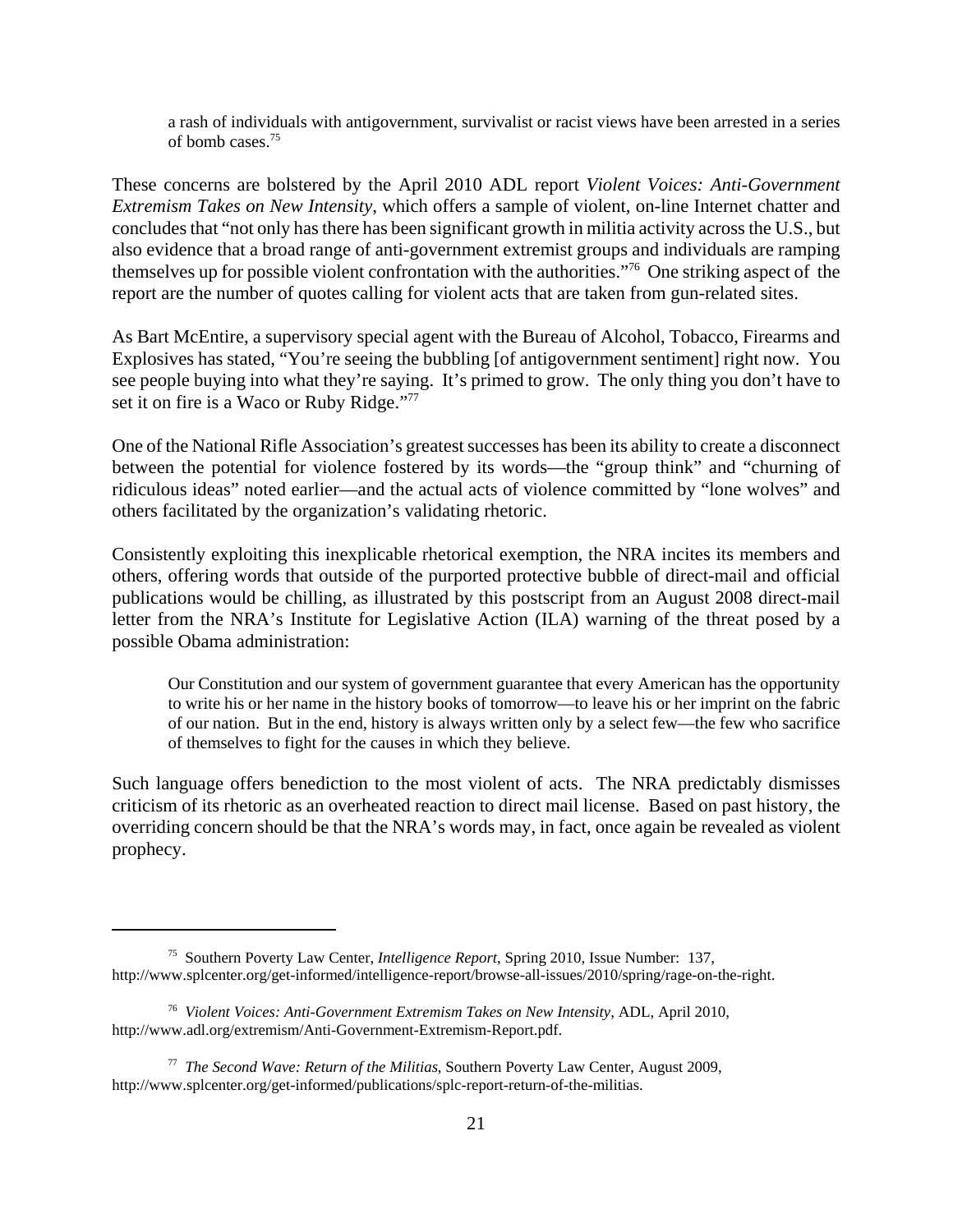> a rash of individuals with antigovernment, survivalist or racist views have been arrested in a series of bomb cases.[75]

These concerns are bolstered by the April 2010 ADL report *Violent Voices: Anti-Government Extremism Takes on New Intensity*, which offers a sample of violent, on-line Internet chatter and concludes that "not only has there has been significant growth in militia activity across the U.S., but also evidence that a broad range of anti-government extremist groups and individuals are ramping themselves up for possible violent confrontation with the authorities."[76] One striking aspect of the report are the number of quotes calling for violent acts that are taken from gun-related sites.

As Bart McEntire, a supervisory special agent with the Bureau of Alcohol, Tobacco, Firearms and Explosives has stated, "You're seeing the bubbling [of antigovernment sentiment] right now. You see people buying into what they're saying. It's primed to grow. The only thing you don't have to set it on fire is a Waco or Ruby Ridge."[77]

One of the National Rifle Association's greatest successes has been its ability to create a disconnect between the potential for violence fostered by its words—the "group think" and "churning of ridiculous ideas" noted earlier—and the actual acts of violence committed by "lone wolves" and others facilitated by the organization's validating rhetoric.

Consistently exploiting this inexplicable rhetorical exemption, the NRA incites its members and others, offering words that outside of the purported protective bubble of direct-mail and official publications would be chilling, as illustrated by this postscript from an August 2008 direct-mail letter from the NRA's Institute for Legislative Action (ILA) warning of the threat posed by a possible Obama administration:

> Our Constitution and our system of government guarantee that every American has the opportunity to write his or her name in the history books of tomorrow—to leave his or her imprint on the fabric of our nation. But in the end, history is always written only by a select few—the few who sacrifice of themselves to fight for the causes in which they believe.

Such language offers benediction to the most violent of acts. The NRA predictably dismisses criticism of its rhetoric as an overheated reaction to direct mail license. Based on past history, the overriding concern should be that the NRA's words may, in fact, once again be revealed as violent prophecy.

---

[75] Southern Poverty Law Center, *Intelligence Report*, Spring 2010, Issue Number: 137, http://www.splcenter.org/get-informed/intelligence-report/browse-all-issues/2010/spring/rage-on-the-right.

[76] *Violent Voices: Anti-Government Extremism Takes on New Intensity*, ADL, April 2010, http://www.adl.org/extremism/Anti-Government-Extremism-Report.pdf.

[77] *The Second Wave: Return of the Militias*, Southern Poverty Law Center, August 2009, http://www.splcenter.org/get-informed/publications/splc-report-return-of-the-militias.